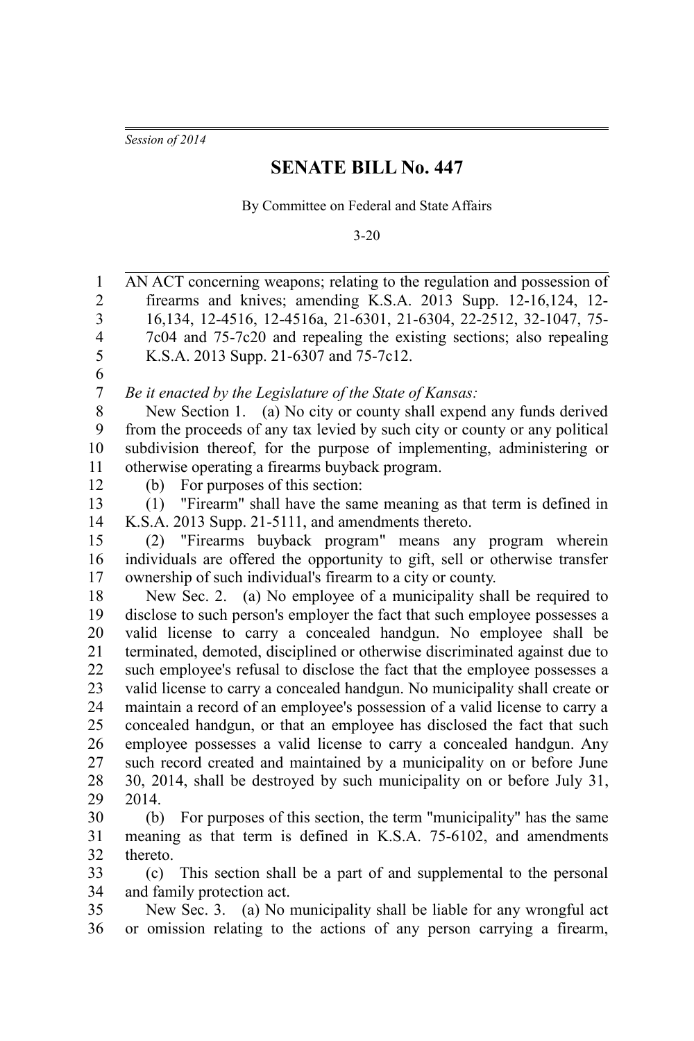*Session of 2014*

# SENATE BILL No. 447

By Committee on Federal and State Affairs

3-20

AN ACT concerning weapons; relating to the regulation and possession of firearms and knives; amending K.S.A. 2013 Supp. 12-16,124, 12-16,134, 12-4516, 12-4516a, 21-6301, 21-6304, 22-2512, 32-1047, 75-7c04 and 75-7c20 and repealing the existing sections; also repealing K.S.A. 2013 Supp. 21-6307 and 75-7c12.

*Be it enacted by the Legislature of the State of Kansas:*

New Section 1. (a) No city or county shall expend any funds derived from the proceeds of any tax levied by such city or county or any political subdivision thereof, for the purpose of implementing, administering or otherwise operating a firearms buyback program.

(b) For purposes of this section:

(1) "Firearm" shall have the same meaning as that term is defined in K.S.A. 2013 Supp. 21-5111, and amendments thereto.

(2) "Firearms buyback program" means any program wherein individuals are offered the opportunity to gift, sell or otherwise transfer ownership of such individual's firearm to a city or county.

New Sec. 2. (a) No employee of a municipality shall be required to disclose to such person's employer the fact that such employee possesses a valid license to carry a concealed handgun. No employee shall be terminated, demoted, disciplined or otherwise discriminated against due to such employee's refusal to disclose the fact that the employee possesses a valid license to carry a concealed handgun. No municipality shall create or maintain a record of an employee's possession of a valid license to carry a concealed handgun, or that an employee has disclosed the fact that such employee possesses a valid license to carry a concealed handgun. Any such record created and maintained by a municipality on or before June 30, 2014, shall be destroyed by such municipality on or before July 31, 2014.

(b) For purposes of this section, the term "municipality" has the same meaning as that term is defined in K.S.A. 75-6102, and amendments thereto.

(c) This section shall be a part of and supplemental to the personal and family protection act.

New Sec. 3. (a) No municipality shall be liable for any wrongful act or omission relating to the actions of any person carrying a firearm,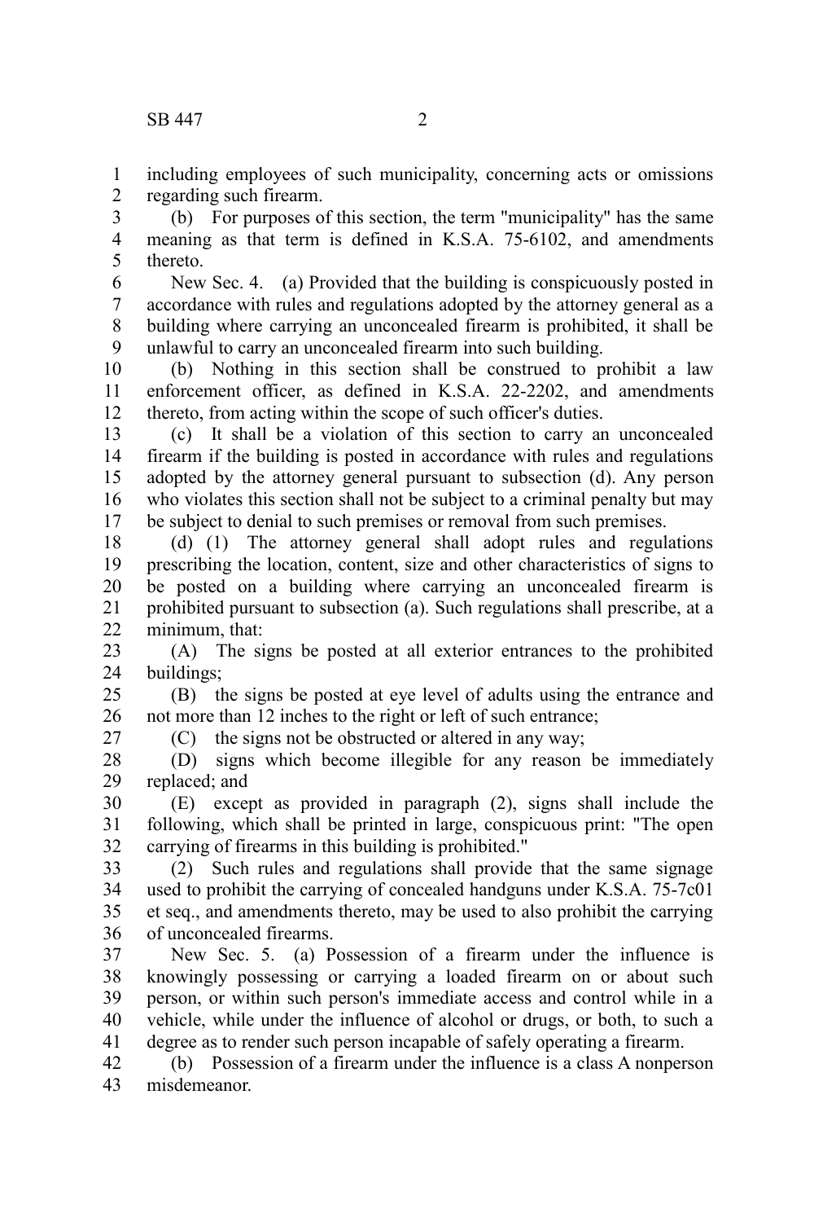including employees of such municipality, concerning acts or omissions regarding such firearm.

(b) For purposes of this section, the term "municipality" has the same meaning as that term is defined in K.S.A. 75-6102, and amendments thereto.

New Sec. 4. (a) Provided that the building is conspicuously posted in accordance with rules and regulations adopted by the attorney general as a building where carrying an unconcealed firearm is prohibited, it shall be unlawful to carry an unconcealed firearm into such building.

(b) Nothing in this section shall be construed to prohibit a law enforcement officer, as defined in K.S.A. 22-2202, and amendments thereto, from acting within the scope of such officer's duties.

(c) It shall be a violation of this section to carry an unconcealed firearm if the building is posted in accordance with rules and regulations adopted by the attorney general pursuant to subsection (d). Any person who violates this section shall not be subject to a criminal penalty but may be subject to denial to such premises or removal from such premises.

(d) (1) The attorney general shall adopt rules and regulations prescribing the location, content, size and other characteristics of signs to be posted on a building where carrying an unconcealed firearm is prohibited pursuant to subsection (a). Such regulations shall prescribe, at a minimum, that:

(A) The signs be posted at all exterior entrances to the prohibited buildings;

(B) the signs be posted at eye level of adults using the entrance and not more than 12 inches to the right or left of such entrance;

(C) the signs not be obstructed or altered in any way;

(D) signs which become illegible for any reason be immediately replaced; and

(E) except as provided in paragraph (2), signs shall include the following, which shall be printed in large, conspicuous print: "The open carrying of firearms in this building is prohibited."

(2) Such rules and regulations shall provide that the same signage used to prohibit the carrying of concealed handguns under K.S.A. 75-7c01 et seq., and amendments thereto, may be used to also prohibit the carrying of unconcealed firearms.

New Sec. 5. (a) Possession of a firearm under the influence is knowingly possessing or carrying a loaded firearm on or about such person, or within such person's immediate access and control while in a vehicle, while under the influence of alcohol or drugs, or both, to such a degree as to render such person incapable of safely operating a firearm.

(b) Possession of a firearm under the influence is a class A nonperson misdemeanor.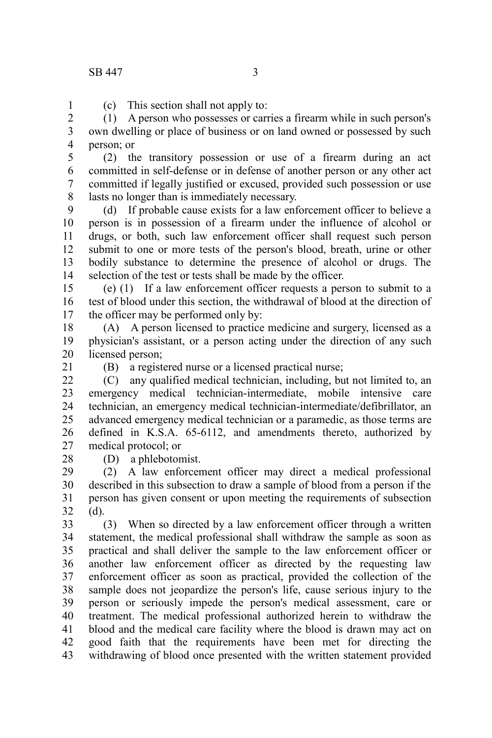(c) This section shall not apply to:

(1) A person who possesses or carries a firearm while in such person's own dwelling or place of business or on land owned or possessed by such person; or

(2) the transitory possession or use of a firearm during an act committed in self-defense or in defense of another person or any other act committed if legally justified or excused, provided such possession or use lasts no longer than is immediately necessary.

(d) If probable cause exists for a law enforcement officer to believe a person is in possession of a firearm under the influence of alcohol or drugs, or both, such law enforcement officer shall request such person submit to one or more tests of the person's blood, breath, urine or other bodily substance to determine the presence of alcohol or drugs. The selection of the test or tests shall be made by the officer.

(e) (1) If a law enforcement officer requests a person to submit to a test of blood under this section, the withdrawal of blood at the direction of the officer may be performed only by:

(A) A person licensed to practice medicine and surgery, licensed as a physician's assistant, or a person acting under the direction of any such licensed person;

(B) a registered nurse or a licensed practical nurse;

(C) any qualified medical technician, including, but not limited to, an emergency medical technician-intermediate, mobile intensive care technician, an emergency medical technician-intermediate/defibrillator, an advanced emergency medical technician or a paramedic, as those terms are defined in K.S.A. 65-6112, and amendments thereto, authorized by medical protocol; or

(D) a phlebotomist.

(2) A law enforcement officer may direct a medical professional described in this subsection to draw a sample of blood from a person if the person has given consent or upon meeting the requirements of subsection (d).

(3) When so directed by a law enforcement officer through a written statement, the medical professional shall withdraw the sample as soon as practical and shall deliver the sample to the law enforcement officer or another law enforcement officer as directed by the requesting law enforcement officer as soon as practical, provided the collection of the sample does not jeopardize the person's life, cause serious injury to the person or seriously impede the person's medical assessment, care or treatment. The medical professional authorized herein to withdraw the blood and the medical care facility where the blood is drawn may act on good faith that the requirements have been met for directing the withdrawing of blood once presented with the written statement provided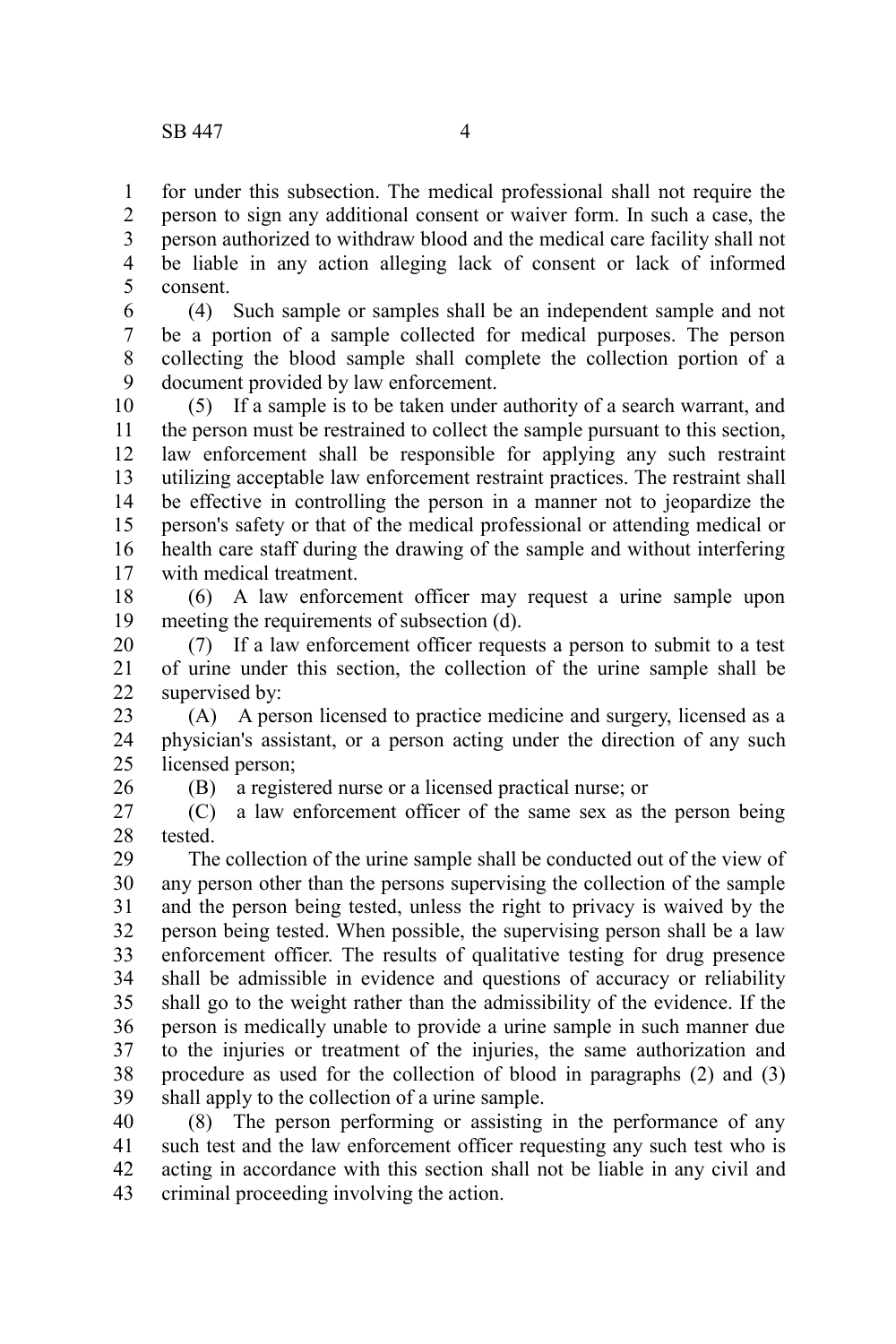for under this subsection. The medical professional shall not require the person to sign any additional consent or waiver form. In such a case, the person authorized to withdraw blood and the medical care facility shall not be liable in any action alleging lack of consent or lack of informed consent.

(4) Such sample or samples shall be an independent sample and not be a portion of a sample collected for medical purposes. The person collecting the blood sample shall complete the collection portion of a document provided by law enforcement.

(5) If a sample is to be taken under authority of a search warrant, and the person must be restrained to collect the sample pursuant to this section, law enforcement shall be responsible for applying any such restraint utilizing acceptable law enforcement restraint practices. The restraint shall be effective in controlling the person in a manner not to jeopardize the person's safety or that of the medical professional or attending medical or health care staff during the drawing of the sample and without interfering with medical treatment.

(6) A law enforcement officer may request a urine sample upon meeting the requirements of subsection (d).

(7) If a law enforcement officer requests a person to submit to a test of urine under this section, the collection of the urine sample shall be supervised by:

(A) A person licensed to practice medicine and surgery, licensed as a physician's assistant, or a person acting under the direction of any such licensed person;

(B) a registered nurse or a licensed practical nurse; or

(C) a law enforcement officer of the same sex as the person being tested.

The collection of the urine sample shall be conducted out of the view of any person other than the persons supervising the collection of the sample and the person being tested, unless the right to privacy is waived by the person being tested. When possible, the supervising person shall be a law enforcement officer. The results of qualitative testing for drug presence shall be admissible in evidence and questions of accuracy or reliability shall go to the weight rather than the admissibility of the evidence. If the person is medically unable to provide a urine sample in such manner due to the injuries or treatment of the injuries, the same authorization and procedure as used for the collection of blood in paragraphs (2) and (3) shall apply to the collection of a urine sample.

(8) The person performing or assisting in the performance of any such test and the law enforcement officer requesting any such test who is acting in accordance with this section shall not be liable in any civil and criminal proceeding involving the action.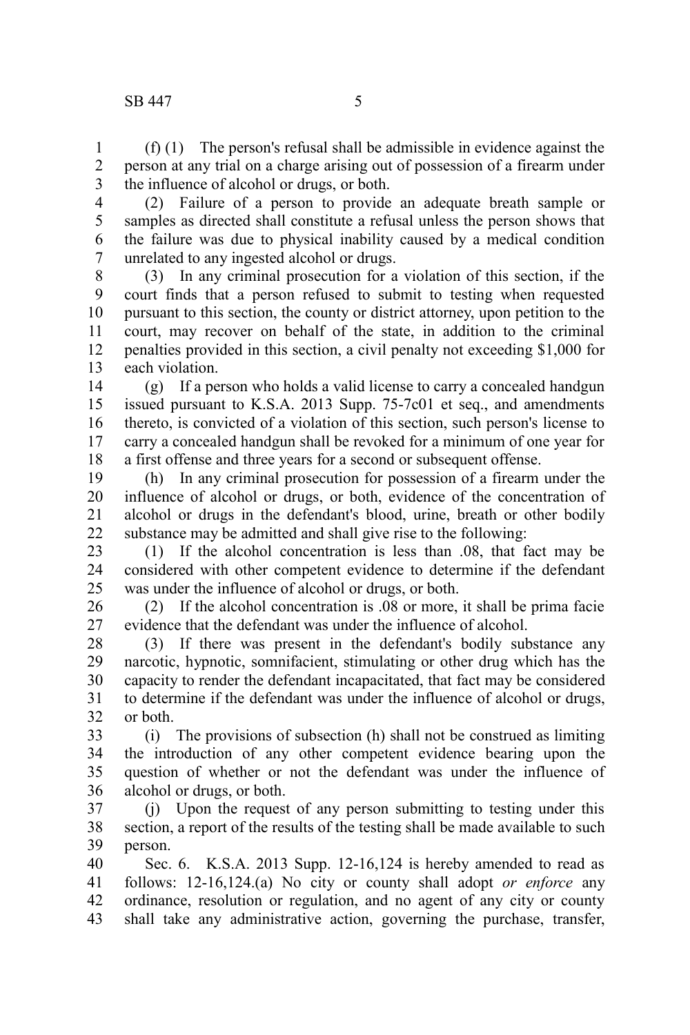(f) (1) The person's refusal shall be admissible in evidence against the person at any trial on a charge arising out of possession of a firearm under the influence of alcohol or drugs, or both.

(2) Failure of a person to provide an adequate breath sample or samples as directed shall constitute a refusal unless the person shows that the failure was due to physical inability caused by a medical condition unrelated to any ingested alcohol or drugs.

(3) In any criminal prosecution for a violation of this section, if the court finds that a person refused to submit to testing when requested pursuant to this section, the county or district attorney, upon petition to the court, may recover on behalf of the state, in addition to the criminal penalties provided in this section, a civil penalty not exceeding $1,000 for each violation.

(g) If a person who holds a valid license to carry a concealed handgun issued pursuant to K.S.A. 2013 Supp. 75-7c01 et seq., and amendments thereto, is convicted of a violation of this section, such person's license to carry a concealed handgun shall be revoked for a minimum of one year for a first offense and three years for a second or subsequent offense.

(h) In any criminal prosecution for possession of a firearm under the influence of alcohol or drugs, or both, evidence of the concentration of alcohol or drugs in the defendant's blood, urine, breath or other bodily substance may be admitted and shall give rise to the following:

(1) If the alcohol concentration is less than .08, that fact may be considered with other competent evidence to determine if the defendant was under the influence of alcohol or drugs, or both.

(2) If the alcohol concentration is .08 or more, it shall be prima facie evidence that the defendant was under the influence of alcohol.

(3) If there was present in the defendant's bodily substance any narcotic, hypnotic, somnifacient, stimulating or other drug which has the capacity to render the defendant incapacitated, that fact may be considered to determine if the defendant was under the influence of alcohol or drugs, or both.

(i) The provisions of subsection (h) shall not be construed as limiting the introduction of any other competent evidence bearing upon the question of whether or not the defendant was under the influence of alcohol or drugs, or both.

(j) Upon the request of any person submitting to testing under this section, a report of the results of the testing shall be made available to such person.

Sec. 6. K.S.A. 2013 Supp. 12-16,124 is hereby amended to read as follows: 12-16,124.(a) No city or county shall adopt *or enforce* any ordinance, resolution or regulation, and no agent of any city or county shall take any administrative action, governing the purchase, transfer,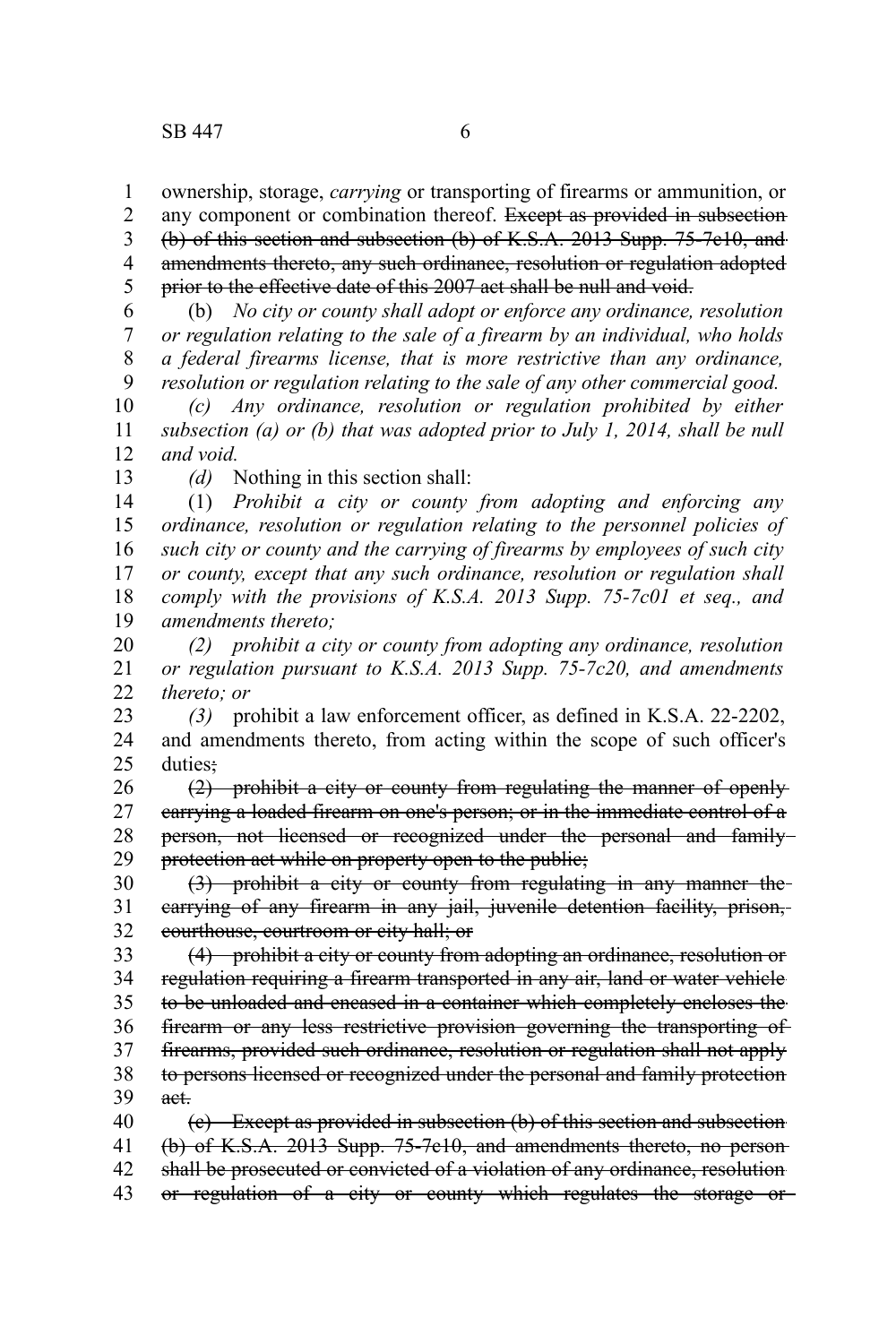ownership, storage, *carrying* or transporting of firearms or ammunition, or any component or combination thereof. ~~Except as provided in subsection (b) of this section and subsection (b) of K.S.A. 2013 Supp. 75-7c10, and amendments thereto, any such ordinance, resolution or regulation adopted prior to the effective date of this 2007 act shall be null and void.~~

(b) *No city or county shall adopt or enforce any ordinance, resolution or regulation relating to the sale of a firearm by an individual, who holds a federal firearms license, that is more restrictive than any ordinance, resolution or regulation relating to the sale of any other commercial good.*

*(c) Any ordinance, resolution or regulation prohibited by either subsection (a) or (b) that was adopted prior to July 1, 2014, shall be null and void.*

*(d)* Nothing in this section shall:

(1) *Prohibit a city or county from adopting and enforcing any ordinance, resolution or regulation relating to the personnel policies of such city or county and the carrying of firearms by employees of such city or county, except that any such ordinance, resolution or regulation shall comply with the provisions of K.S.A. 2013 Supp. 75-7c01 et seq., and amendments thereto;*

*(2) prohibit a city or county from adopting any ordinance, resolution or regulation pursuant to K.S.A. 2013 Supp. 75-7c20, and amendments thereto; or*

*(3)* prohibit a law enforcement officer, as defined in K.S.A. 22-2202, and amendments thereto, from acting within the scope of such officer's duties~~;~~

~~(2) prohibit a city or county from regulating the manner of openly carrying a loaded firearm on one's person; or in the immediate control of a person, not licensed or recognized under the personal and family protection act while on property open to the public;~~

~~(3) prohibit a city or county from regulating in any manner the carrying of any firearm in any jail, juvenile detention facility, prison, courthouse, courtroom or city hall; or~~

~~(4) prohibit a city or county from adopting an ordinance, resolution or regulation requiring a firearm transported in any air, land or water vehicle to be unloaded and encased in a container which completely encloses the firearm or any less restrictive provision governing the transporting of firearms, provided such ordinance, resolution or regulation shall not apply to persons licensed or recognized under the personal and family protection act.~~

~~(c) Except as provided in subsection (b) of this section and subsection (b) of K.S.A. 2013 Supp. 75-7c10, and amendments thereto, no person shall be prosecuted or convicted of a violation of any ordinance, resolution or regulation of a city or county which regulates the storage or~~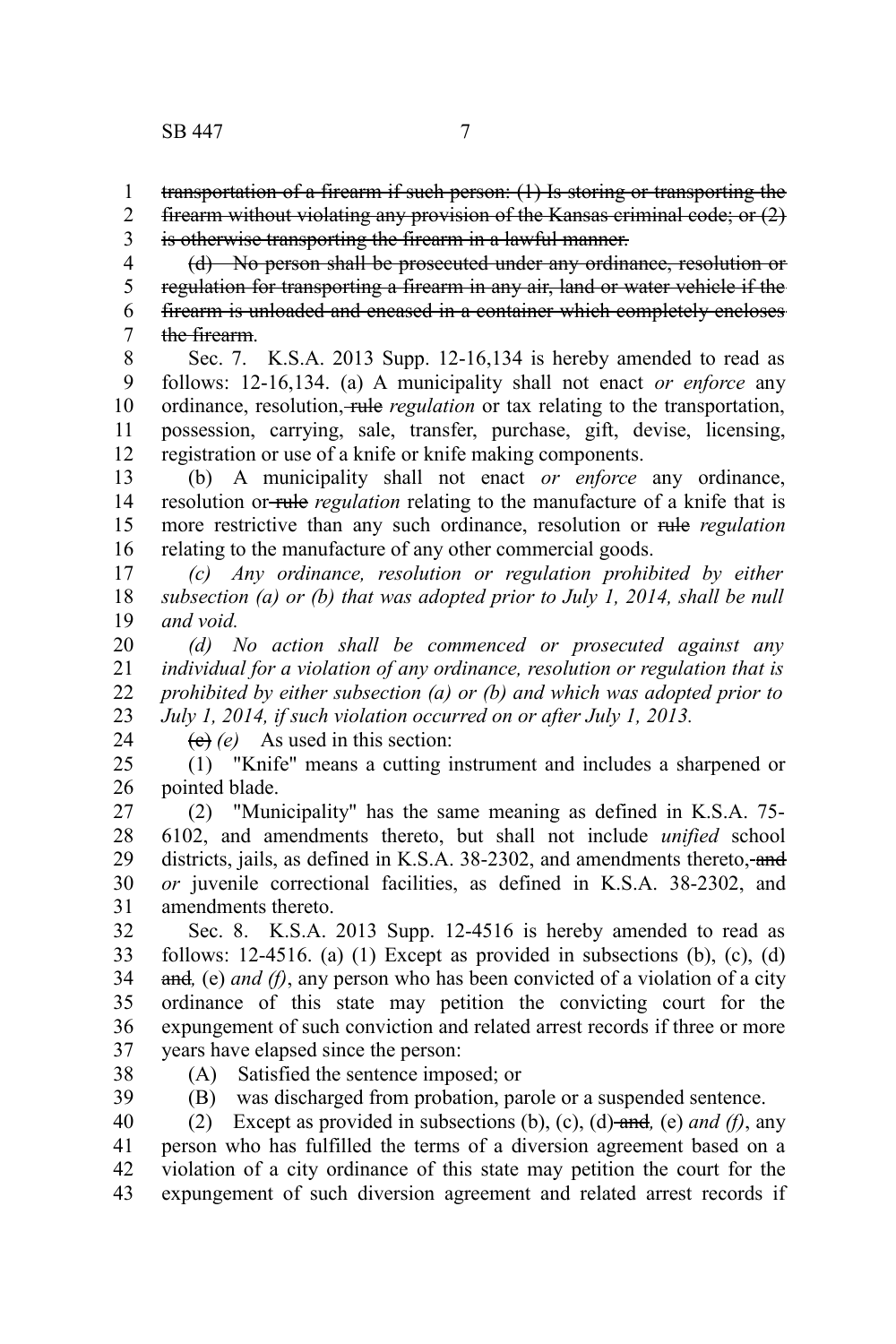~~transportation of a firearm if such person: (1) Is storing or transporting the firearm without violating any provision of the Kansas criminal code; or (2) is otherwise transporting the firearm in a lawful manner.~~

~~(d) No person shall be prosecuted under any ordinance, resolution or regulation for transporting a firearm in any air, land or water vehicle if the firearm is unloaded and encased in a container which completely encloses the firearm.~~

Sec. 7. K.S.A. 2013 Supp. 12-16,134 is hereby amended to read as follows: 12-16,134. (a) A municipality shall not enact *or enforce* any ordinance, resolution, ~~rule~~ *regulation* or tax relating to the transportation, possession, carrying, sale, transfer, purchase, gift, devise, licensing, registration or use of a knife or knife making components.

(b) A municipality shall not enact *or enforce* any ordinance, resolution or ~~rule~~ *regulation* relating to the manufacture of a knife that is more restrictive than any such ordinance, resolution or ~~rule~~ *regulation* relating to the manufacture of any other commercial goods.

*(c) Any ordinance, resolution or regulation prohibited by either subsection (a) or (b) that was adopted prior to July 1, 2014, shall be null and void.*

*(d) No action shall be commenced or prosecuted against any individual for a violation of any ordinance, resolution or regulation that is prohibited by either subsection (a) or (b) and which was adopted prior to July 1, 2014, if such violation occurred on or after July 1, 2013.*

~~(c)~~ *(e)* As used in this section:

(1) "Knife" means a cutting instrument and includes a sharpened or pointed blade.

(2) "Municipality" has the same meaning as defined in K.S.A. 75-6102, and amendments thereto, but shall not include *unified* school districts, jails, as defined in K.S.A. 38-2302, and amendments thereto, ~~and~~ *or* juvenile correctional facilities, as defined in K.S.A. 38-2302, and amendments thereto.

Sec. 8. K.S.A. 2013 Supp. 12-4516 is hereby amended to read as follows: 12-4516. (a) (1) Except as provided in subsections (b), (c), (d) ~~and~~*,* (e) *and (f)*, any person who has been convicted of a violation of a city ordinance of this state may petition the convicting court for the expungement of such conviction and related arrest records if three or more years have elapsed since the person:

(A) Satisfied the sentence imposed; or

(B) was discharged from probation, parole or a suspended sentence.

(2) Except as provided in subsections (b), (c), (d) ~~and~~*,* (e) *and (f)*, any person who has fulfilled the terms of a diversion agreement based on a violation of a city ordinance of this state may petition the court for the expungement of such diversion agreement and related arrest records if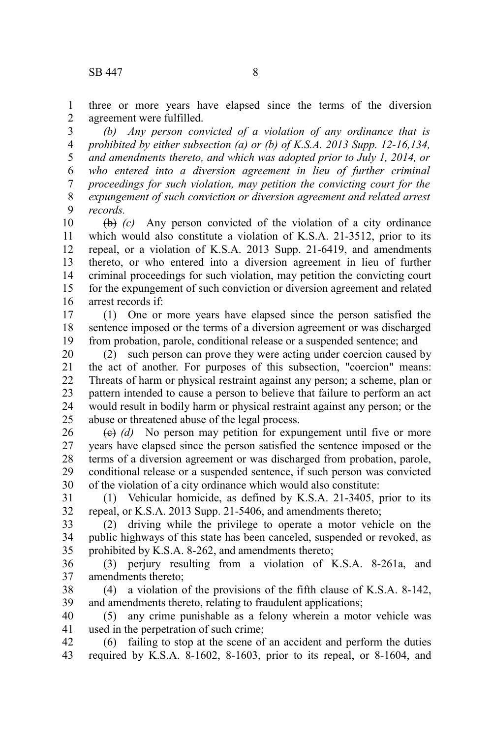three or more years have elapsed since the terms of the diversion agreement were fulfilled.

*(b) Any person convicted of a violation of any ordinance that is prohibited by either subsection (a) or (b) of K.S.A. 2013 Supp. 12-16,134, and amendments thereto, and which was adopted prior to July 1, 2014, or who entered into a diversion agreement in lieu of further criminal proceedings for such violation, may petition the convicting court for the expungement of such conviction or diversion agreement and related arrest records.*

~~(b)~~ *(c)* Any person convicted of the violation of a city ordinance which would also constitute a violation of K.S.A. 21-3512, prior to its repeal, or a violation of K.S.A. 2013 Supp. 21-6419, and amendments thereto, or who entered into a diversion agreement in lieu of further criminal proceedings for such violation, may petition the convicting court for the expungement of such conviction or diversion agreement and related arrest records if:

(1) One or more years have elapsed since the person satisfied the sentence imposed or the terms of a diversion agreement or was discharged from probation, parole, conditional release or a suspended sentence; and

(2) such person can prove they were acting under coercion caused by the act of another. For purposes of this subsection, "coercion" means: Threats of harm or physical restraint against any person; a scheme, plan or pattern intended to cause a person to believe that failure to perform an act would result in bodily harm or physical restraint against any person; or the abuse or threatened abuse of the legal process.

~~(c)~~ *(d)* No person may petition for expungement until five or more years have elapsed since the person satisfied the sentence imposed or the terms of a diversion agreement or was discharged from probation, parole, conditional release or a suspended sentence, if such person was convicted of the violation of a city ordinance which would also constitute:

(1) Vehicular homicide, as defined by K.S.A. 21-3405, prior to its repeal, or K.S.A. 2013 Supp. 21-5406, and amendments thereto;

(2) driving while the privilege to operate a motor vehicle on the public highways of this state has been canceled, suspended or revoked, as prohibited by K.S.A. 8-262, and amendments thereto;

(3) perjury resulting from a violation of K.S.A. 8-261a, and amendments thereto;

(4) a violation of the provisions of the fifth clause of K.S.A. 8-142, and amendments thereto, relating to fraudulent applications;

(5) any crime punishable as a felony wherein a motor vehicle was used in the perpetration of such crime;

(6) failing to stop at the scene of an accident and perform the duties required by K.S.A. 8-1602, 8-1603, prior to its repeal, or 8-1604, and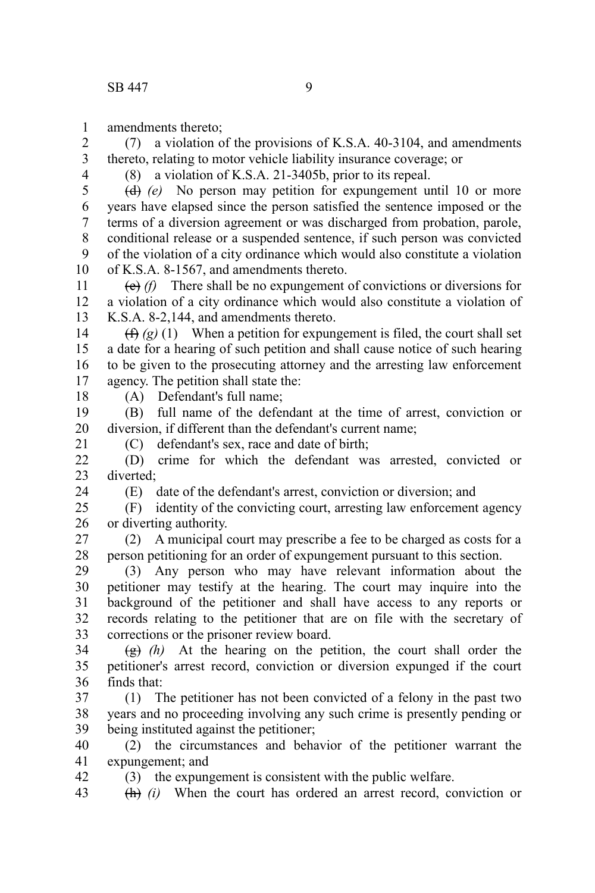amendments thereto;

(7) a violation of the provisions of K.S.A. 40-3104, and amendments thereto, relating to motor vehicle liability insurance coverage; or

(8) a violation of K.S.A. 21-3405b, prior to its repeal.

~~(d)~~ *(e)* No person may petition for expungement until 10 or more years have elapsed since the person satisfied the sentence imposed or the terms of a diversion agreement or was discharged from probation, parole, conditional release or a suspended sentence, if such person was convicted of the violation of a city ordinance which would also constitute a violation of K.S.A. 8-1567, and amendments thereto.

~~(e)~~ *(f)* There shall be no expungement of convictions or diversions for a violation of a city ordinance which would also constitute a violation of K.S.A. 8-2,144, and amendments thereto.

~~(f)~~ *(g)* (1) When a petition for expungement is filed, the court shall set a date for a hearing of such petition and shall cause notice of such hearing to be given to the prosecuting attorney and the arresting law enforcement agency. The petition shall state the:

(A) Defendant's full name;

(B) full name of the defendant at the time of arrest, conviction or diversion, if different than the defendant's current name;

(C) defendant's sex, race and date of birth;

(D) crime for which the defendant was arrested, convicted or diverted;

(E) date of the defendant's arrest, conviction or diversion; and

(F) identity of the convicting court, arresting law enforcement agency or diverting authority.

(2) A municipal court may prescribe a fee to be charged as costs for a person petitioning for an order of expungement pursuant to this section.

(3) Any person who may have relevant information about the petitioner may testify at the hearing. The court may inquire into the background of the petitioner and shall have access to any reports or records relating to the petitioner that are on file with the secretary of corrections or the prisoner review board.

~~(g)~~ *(h)* At the hearing on the petition, the court shall order the petitioner's arrest record, conviction or diversion expunged if the court finds that:

(1) The petitioner has not been convicted of a felony in the past two years and no proceeding involving any such crime is presently pending or being instituted against the petitioner;

(2) the circumstances and behavior of the petitioner warrant the expungement; and

(3) the expungement is consistent with the public welfare.

~~(h)~~ *(i)* When the court has ordered an arrest record, conviction or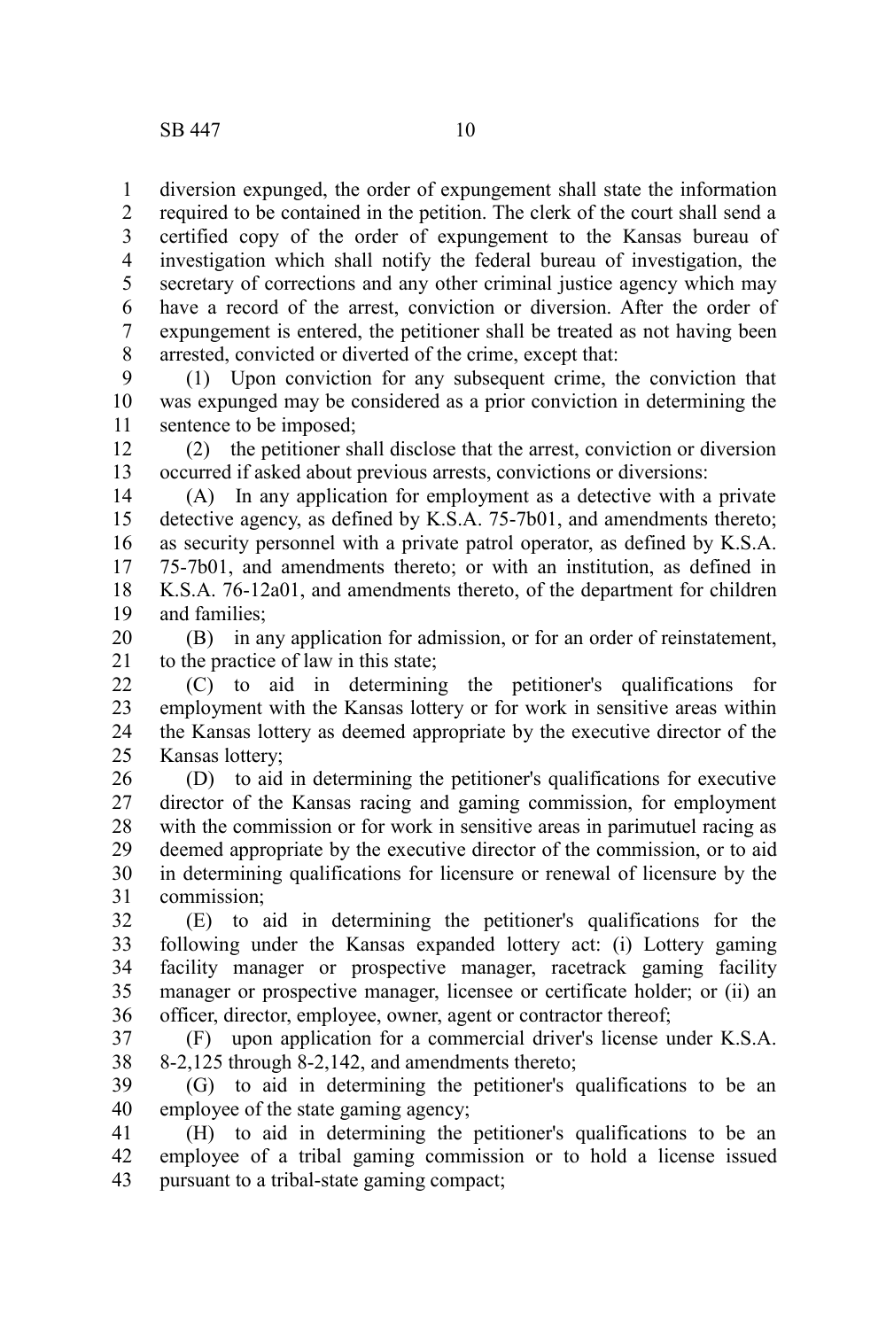diversion expunged, the order of expungement shall state the information required to be contained in the petition. The clerk of the court shall send a certified copy of the order of expungement to the Kansas bureau of investigation which shall notify the federal bureau of investigation, the secretary of corrections and any other criminal justice agency which may have a record of the arrest, conviction or diversion. After the order of expungement is entered, the petitioner shall be treated as not having been arrested, convicted or diverted of the crime, except that:

(1) Upon conviction for any subsequent crime, the conviction that was expunged may be considered as a prior conviction in determining the sentence to be imposed;

(2) the petitioner shall disclose that the arrest, conviction or diversion occurred if asked about previous arrests, convictions or diversions:

(A) In any application for employment as a detective with a private detective agency, as defined by K.S.A. 75-7b01, and amendments thereto; as security personnel with a private patrol operator, as defined by K.S.A. 75-7b01, and amendments thereto; or with an institution, as defined in K.S.A. 76-12a01, and amendments thereto, of the department for children and families;

(B) in any application for admission, or for an order of reinstatement, to the practice of law in this state;

(C) to aid in determining the petitioner's qualifications for employment with the Kansas lottery or for work in sensitive areas within the Kansas lottery as deemed appropriate by the executive director of the Kansas lottery;

(D) to aid in determining the petitioner's qualifications for executive director of the Kansas racing and gaming commission, for employment with the commission or for work in sensitive areas in parimutuel racing as deemed appropriate by the executive director of the commission, or to aid in determining qualifications for licensure or renewal of licensure by the commission;

(E) to aid in determining the petitioner's qualifications for the following under the Kansas expanded lottery act: (i) Lottery gaming facility manager or prospective manager, racetrack gaming facility manager or prospective manager, licensee or certificate holder; or (ii) an officer, director, employee, owner, agent or contractor thereof;

(F) upon application for a commercial driver's license under K.S.A. 8-2,125 through 8-2,142, and amendments thereto;

(G) to aid in determining the petitioner's qualifications to be an employee of the state gaming agency;

(H) to aid in determining the petitioner's qualifications to be an employee of a tribal gaming commission or to hold a license issued pursuant to a tribal-state gaming compact;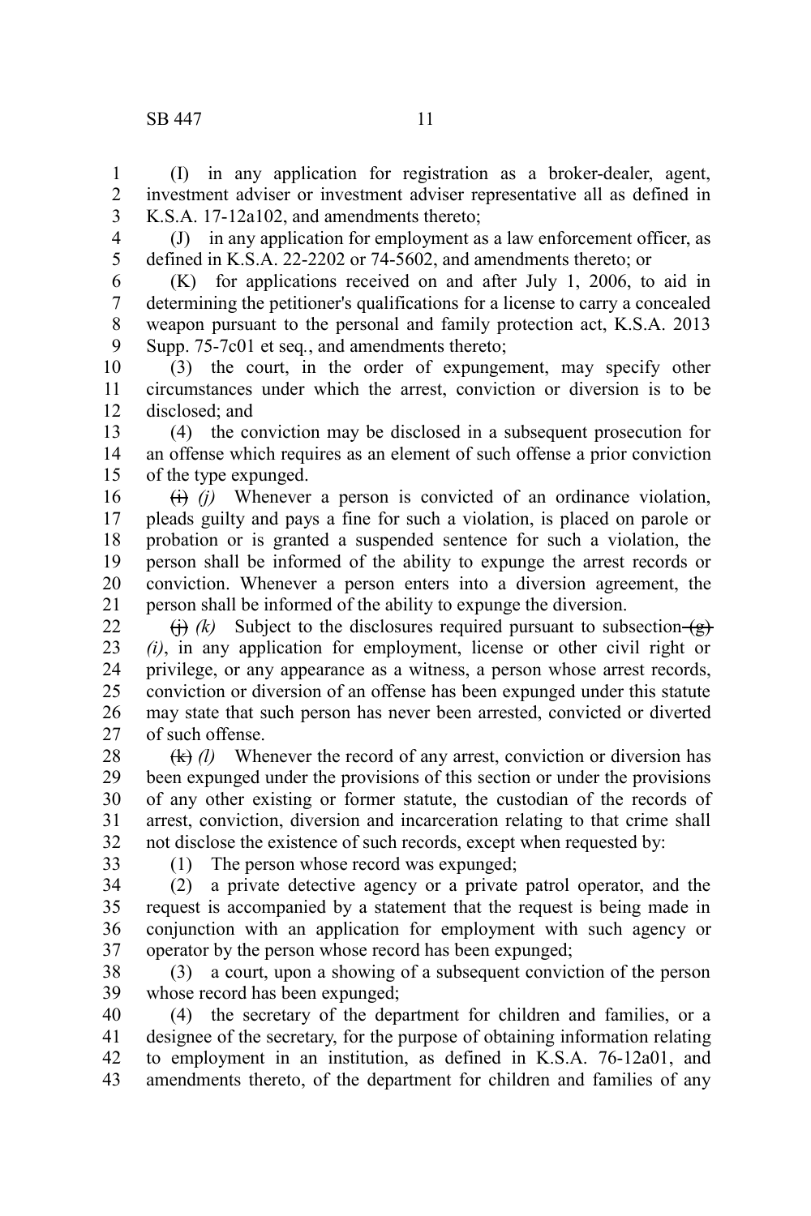(I) in any application for registration as a broker-dealer, agent, investment adviser or investment adviser representative all as defined in K.S.A. 17-12a102, and amendments thereto;

(J) in any application for employment as a law enforcement officer, as defined in K.S.A. 22-2202 or 74-5602, and amendments thereto; or

(K) for applications received on and after July 1, 2006, to aid in determining the petitioner's qualifications for a license to carry a concealed weapon pursuant to the personal and family protection act, K.S.A. 2013 Supp. 75-7c01 et seq., and amendments thereto;

(3) the court, in the order of expungement, may specify other circumstances under which the arrest, conviction or diversion is to be disclosed; and

(4) the conviction may be disclosed in a subsequent prosecution for an offense which requires as an element of such offense a prior conviction of the type expunged.

~~(i)~~ *(j)* Whenever a person is convicted of an ordinance violation, pleads guilty and pays a fine for such a violation, is placed on parole or probation or is granted a suspended sentence for such a violation, the person shall be informed of the ability to expunge the arrest records or conviction. Whenever a person enters into a diversion agreement, the person shall be informed of the ability to expunge the diversion.

~~(j)~~ *(k)* Subject to the disclosures required pursuant to subsection ~~(g)~~ *(i)*, in any application for employment, license or other civil right or privilege, or any appearance as a witness, a person whose arrest records, conviction or diversion of an offense has been expunged under this statute may state that such person has never been arrested, convicted or diverted of such offense.

~~(k)~~ *(l)* Whenever the record of any arrest, conviction or diversion has been expunged under the provisions of this section or under the provisions of any other existing or former statute, the custodian of the records of arrest, conviction, diversion and incarceration relating to that crime shall not disclose the existence of such records, except when requested by:

(1) The person whose record was expunged;

(2) a private detective agency or a private patrol operator, and the request is accompanied by a statement that the request is being made in conjunction with an application for employment with such agency or operator by the person whose record has been expunged;

(3) a court, upon a showing of a subsequent conviction of the person whose record has been expunged;

(4) the secretary of the department for children and families, or a designee of the secretary, for the purpose of obtaining information relating to employment in an institution, as defined in K.S.A. 76-12a01, and amendments thereto, of the department for children and families of any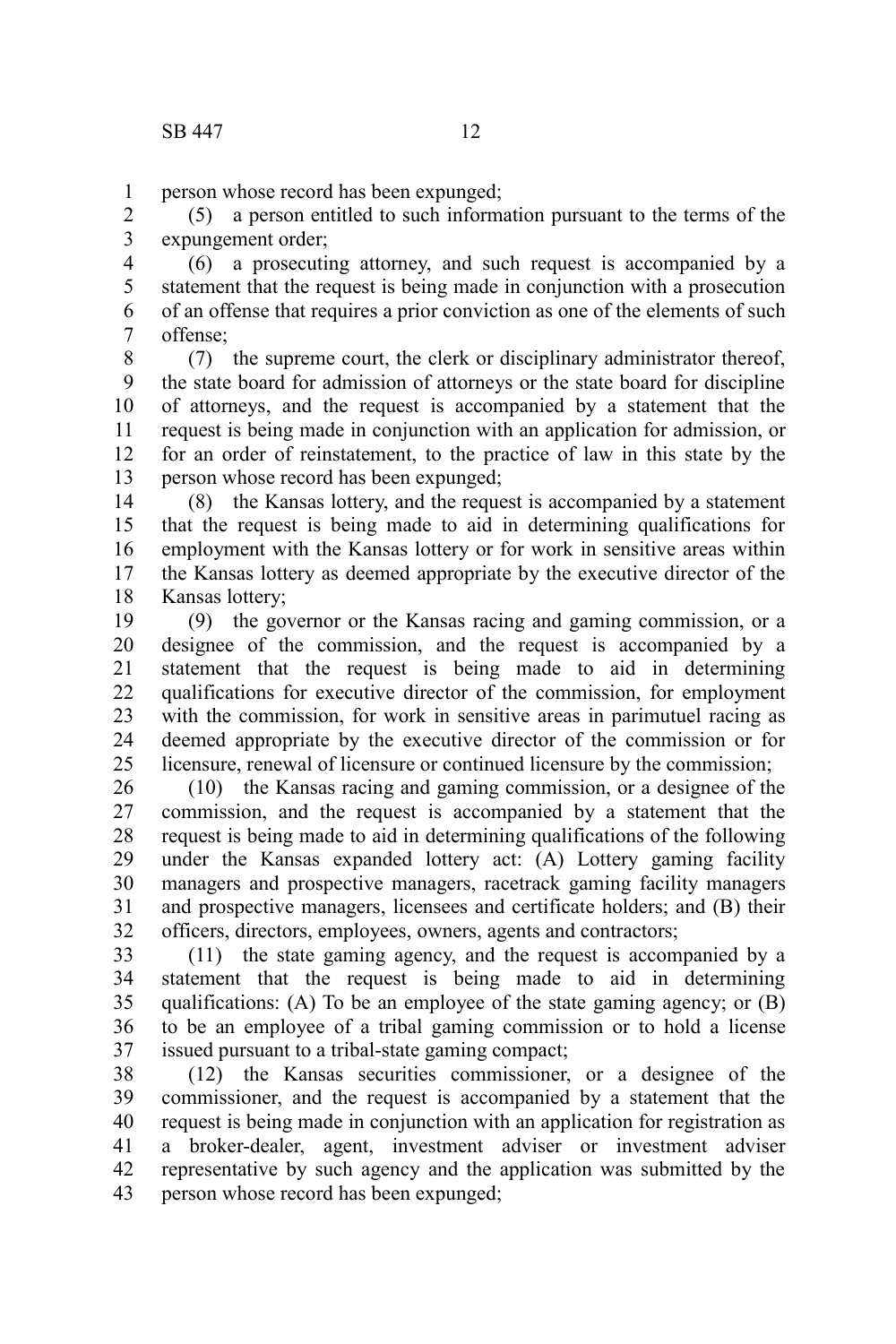person whose record has been expunged;

(5) a person entitled to such information pursuant to the terms of the expungement order;

(6) a prosecuting attorney, and such request is accompanied by a statement that the request is being made in conjunction with a prosecution of an offense that requires a prior conviction as one of the elements of such offense;

(7) the supreme court, the clerk or disciplinary administrator thereof, the state board for admission of attorneys or the state board for discipline of attorneys, and the request is accompanied by a statement that the request is being made in conjunction with an application for admission, or for an order of reinstatement, to the practice of law in this state by the person whose record has been expunged;

(8) the Kansas lottery, and the request is accompanied by a statement that the request is being made to aid in determining qualifications for employment with the Kansas lottery or for work in sensitive areas within the Kansas lottery as deemed appropriate by the executive director of the Kansas lottery;

(9) the governor or the Kansas racing and gaming commission, or a designee of the commission, and the request is accompanied by a statement that the request is being made to aid in determining qualifications for executive director of the commission, for employment with the commission, for work in sensitive areas in parimutuel racing as deemed appropriate by the executive director of the commission or for licensure, renewal of licensure or continued licensure by the commission;

(10) the Kansas racing and gaming commission, or a designee of the commission, and the request is accompanied by a statement that the request is being made to aid in determining qualifications of the following under the Kansas expanded lottery act: (A) Lottery gaming facility managers and prospective managers, racetrack gaming facility managers and prospective managers, licensees and certificate holders; and (B) their officers, directors, employees, owners, agents and contractors;

(11) the state gaming agency, and the request is accompanied by a statement that the request is being made to aid in determining qualifications: (A) To be an employee of the state gaming agency; or (B) to be an employee of a tribal gaming commission or to hold a license issued pursuant to a tribal-state gaming compact;

(12) the Kansas securities commissioner, or a designee of the commissioner, and the request is accompanied by a statement that the request is being made in conjunction with an application for registration as a broker-dealer, agent, investment adviser or investment adviser representative by such agency and the application was submitted by the person whose record has been expunged;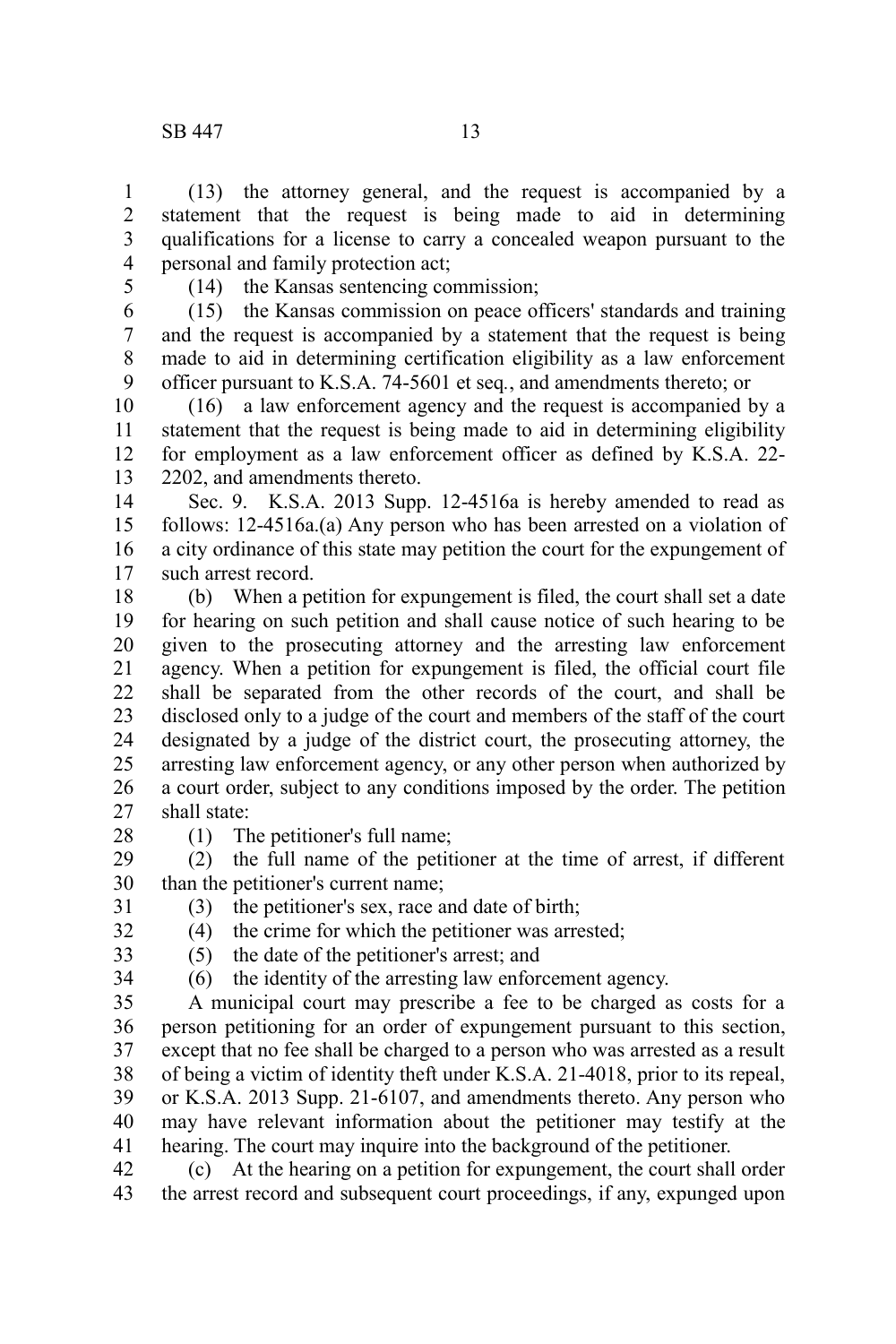(13) the attorney general, and the request is accompanied by a statement that the request is being made to aid in determining qualifications for a license to carry a concealed weapon pursuant to the personal and family protection act;

(14) the Kansas sentencing commission;

(15) the Kansas commission on peace officers' standards and training and the request is accompanied by a statement that the request is being made to aid in determining certification eligibility as a law enforcement officer pursuant to K.S.A. 74-5601 et seq., and amendments thereto; or

(16) a law enforcement agency and the request is accompanied by a statement that the request is being made to aid in determining eligibility for employment as a law enforcement officer as defined by K.S.A. 22-2202, and amendments thereto.

Sec. 9. K.S.A. 2013 Supp. 12-4516a is hereby amended to read as follows: 12-4516a.(a) Any person who has been arrested on a violation of a city ordinance of this state may petition the court for the expungement of such arrest record.

(b) When a petition for expungement is filed, the court shall set a date for hearing on such petition and shall cause notice of such hearing to be given to the prosecuting attorney and the arresting law enforcement agency. When a petition for expungement is filed, the official court file shall be separated from the other records of the court, and shall be disclosed only to a judge of the court and members of the staff of the court designated by a judge of the district court, the prosecuting attorney, the arresting law enforcement agency, or any other person when authorized by a court order, subject to any conditions imposed by the order. The petition shall state:

(1) The petitioner's full name;

(2) the full name of the petitioner at the time of arrest, if different than the petitioner's current name;

(3) the petitioner's sex, race and date of birth;

(4) the crime for which the petitioner was arrested;

(5) the date of the petitioner's arrest; and

(6) the identity of the arresting law enforcement agency.

A municipal court may prescribe a fee to be charged as costs for a person petitioning for an order of expungement pursuant to this section, except that no fee shall be charged to a person who was arrested as a result of being a victim of identity theft under K.S.A. 21-4018, prior to its repeal, or K.S.A. 2013 Supp. 21-6107, and amendments thereto. Any person who may have relevant information about the petitioner may testify at the hearing. The court may inquire into the background of the petitioner.

(c) At the hearing on a petition for expungement, the court shall order the arrest record and subsequent court proceedings, if any, expunged upon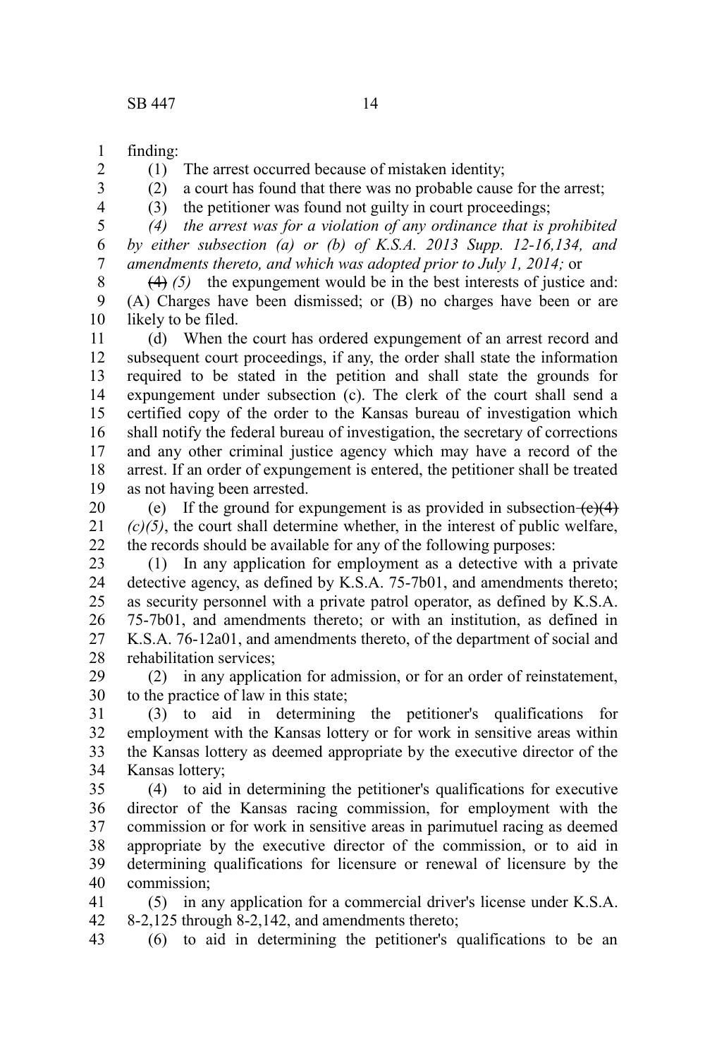finding:

(1) The arrest occurred because of mistaken identity;

(2) a court has found that there was no probable cause for the arrest;

(3) the petitioner was found not guilty in court proceedings;

*(4) the arrest was for a violation of any ordinance that is prohibited by either subsection (a) or (b) of K.S.A. 2013 Supp. 12-16,134, and amendments thereto, and which was adopted prior to July 1, 2014;* or

~~(4)~~ *(5)* the expungement would be in the best interests of justice and: (A) Charges have been dismissed; or (B) no charges have been or are likely to be filed.

(d) When the court has ordered expungement of an arrest record and subsequent court proceedings, if any, the order shall state the information required to be stated in the petition and shall state the grounds for expungement under subsection (c). The clerk of the court shall send a certified copy of the order to the Kansas bureau of investigation which shall notify the federal bureau of investigation, the secretary of corrections and any other criminal justice agency which may have a record of the arrest. If an order of expungement is entered, the petitioner shall be treated as not having been arrested.

(e) If the ground for expungement is as provided in subsection ~~(c)(4)~~ *(c)(5)*, the court shall determine whether, in the interest of public welfare, the records should be available for any of the following purposes:

(1) In any application for employment as a detective with a private detective agency, as defined by K.S.A. 75-7b01, and amendments thereto; as security personnel with a private patrol operator, as defined by K.S.A. 75-7b01, and amendments thereto; or with an institution, as defined in K.S.A. 76-12a01, and amendments thereto, of the department of social and rehabilitation services;

(2) in any application for admission, or for an order of reinstatement, to the practice of law in this state;

(3) to aid in determining the petitioner's qualifications for employment with the Kansas lottery or for work in sensitive areas within the Kansas lottery as deemed appropriate by the executive director of the Kansas lottery;

(4) to aid in determining the petitioner's qualifications for executive director of the Kansas racing commission, for employment with the commission or for work in sensitive areas in parimutuel racing as deemed appropriate by the executive director of the commission, or to aid in determining qualifications for licensure or renewal of licensure by the commission;

(5) in any application for a commercial driver's license under K.S.A. 8-2,125 through 8-2,142, and amendments thereto;

(6) to aid in determining the petitioner's qualifications to be an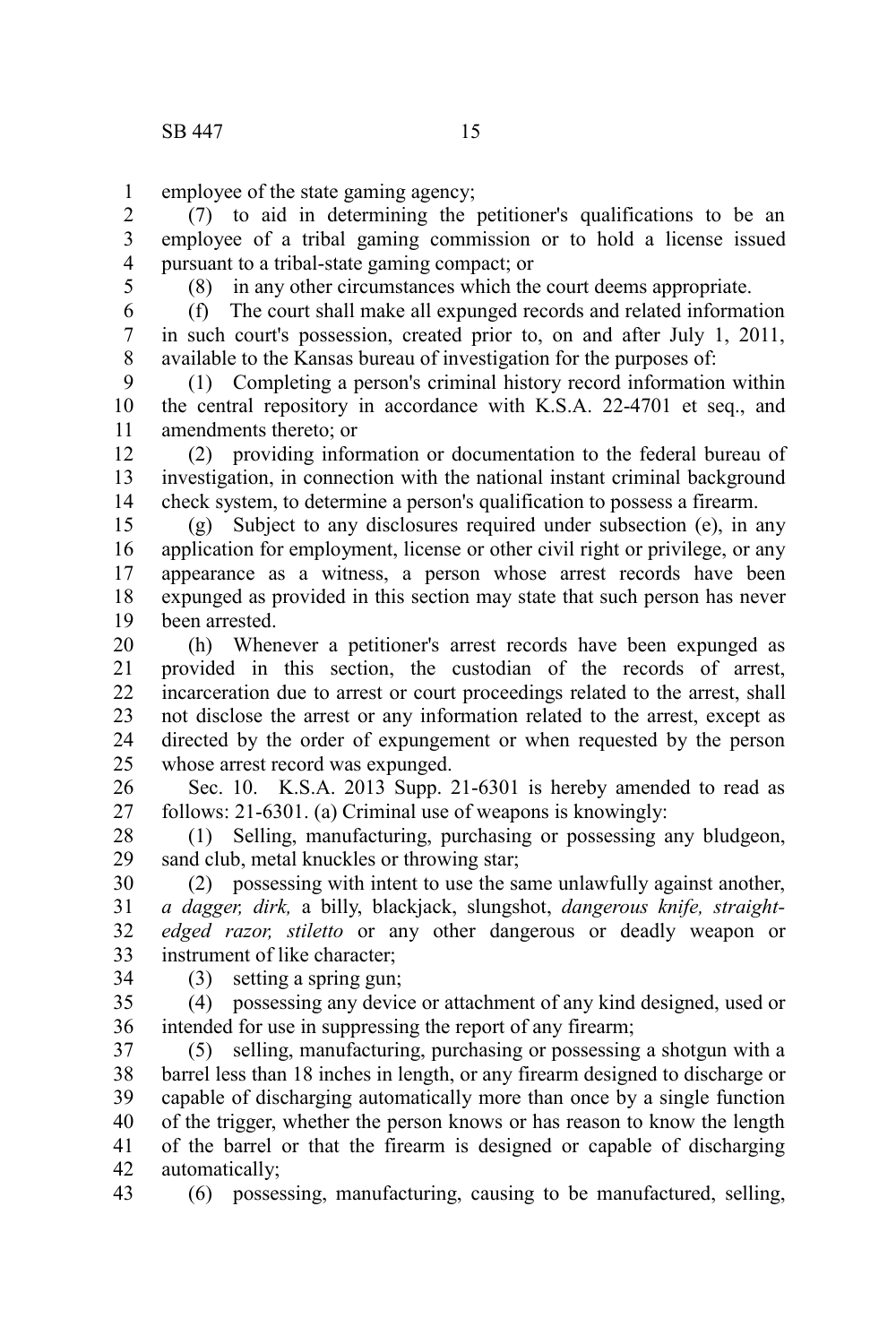employee of the state gaming agency;

(7) to aid in determining the petitioner's qualifications to be an employee of a tribal gaming commission or to hold a license issued pursuant to a tribal-state gaming compact; or

(8) in any other circumstances which the court deems appropriate.

(f) The court shall make all expunged records and related information in such court's possession, created prior to, on and after July 1, 2011, available to the Kansas bureau of investigation for the purposes of:

(1) Completing a person's criminal history record information within the central repository in accordance with K.S.A. 22-4701 et seq., and amendments thereto; or

(2) providing information or documentation to the federal bureau of investigation, in connection with the national instant criminal background check system, to determine a person's qualification to possess a firearm.

(g) Subject to any disclosures required under subsection (e), in any application for employment, license or other civil right or privilege, or any appearance as a witness, a person whose arrest records have been expunged as provided in this section may state that such person has never been arrested.

(h) Whenever a petitioner's arrest records have been expunged as provided in this section, the custodian of the records of arrest, incarceration due to arrest or court proceedings related to the arrest, shall not disclose the arrest or any information related to the arrest, except as directed by the order of expungement or when requested by the person whose arrest record was expunged.

Sec. 10. K.S.A. 2013 Supp. 21-6301 is hereby amended to read as follows: 21-6301. (a) Criminal use of weapons is knowingly:

(1) Selling, manufacturing, purchasing or possessing any bludgeon, sand club, metal knuckles or throwing star;

(2) possessing with intent to use the same unlawfully against another, *a dagger, dirk,* a billy, blackjack, slungshot, *dangerous knife, straight-edged razor, stiletto* or any other dangerous or deadly weapon or instrument of like character;

(3) setting a spring gun;

(4) possessing any device or attachment of any kind designed, used or intended for use in suppressing the report of any firearm;

(5) selling, manufacturing, purchasing or possessing a shotgun with a barrel less than 18 inches in length, or any firearm designed to discharge or capable of discharging automatically more than once by a single function of the trigger, whether the person knows or has reason to know the length of the barrel or that the firearm is designed or capable of discharging automatically;

(6) possessing, manufacturing, causing to be manufactured, selling,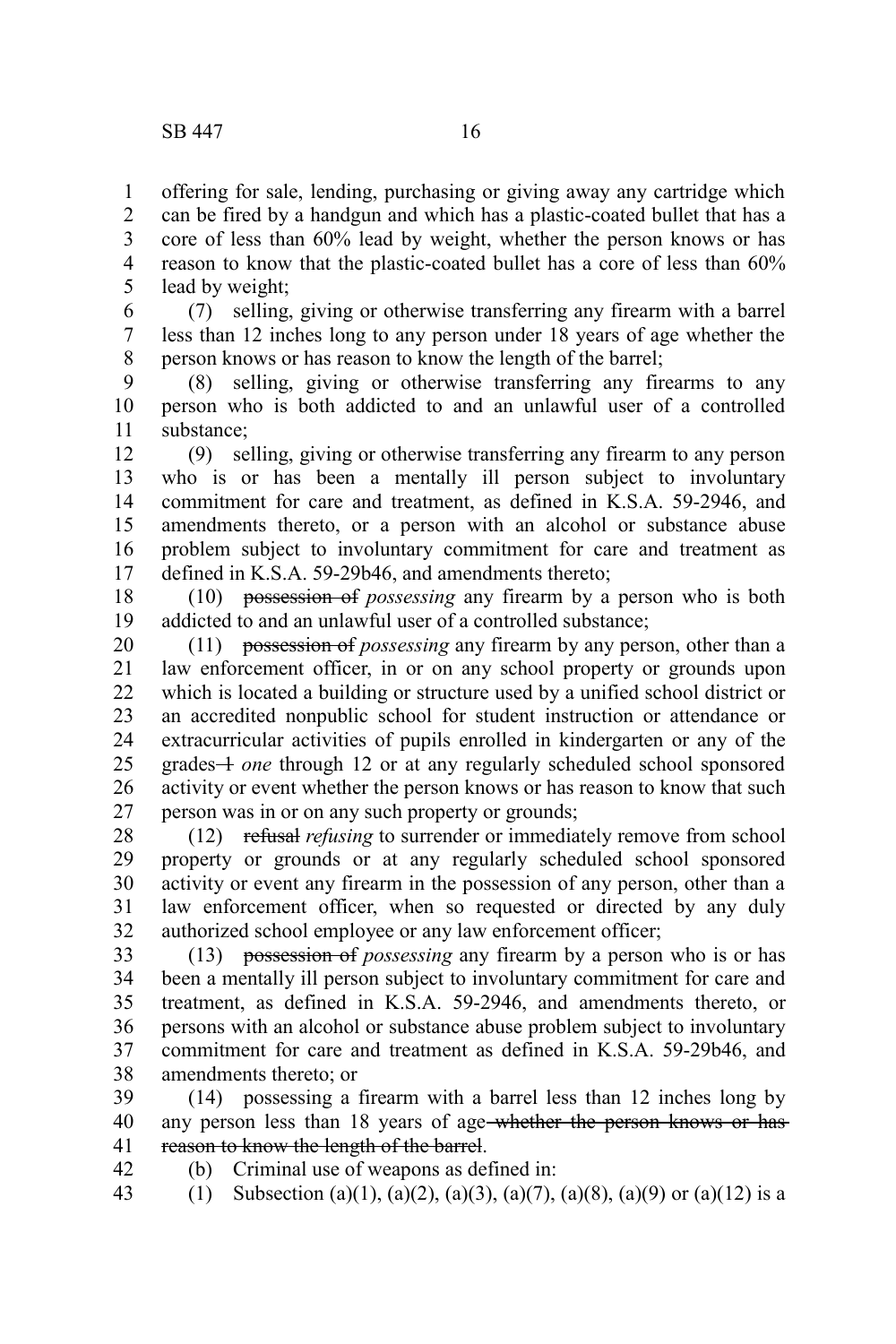offering for sale, lending, purchasing or giving away any cartridge which can be fired by a handgun and which has a plastic-coated bullet that has a core of less than 60% lead by weight, whether the person knows or has reason to know that the plastic-coated bullet has a core of less than 60% lead by weight;

(7) selling, giving or otherwise transferring any firearm with a barrel less than 12 inches long to any person under 18 years of age whether the person knows or has reason to know the length of the barrel;

(8) selling, giving or otherwise transferring any firearms to any person who is both addicted to and an unlawful user of a controlled substance;

(9) selling, giving or otherwise transferring any firearm to any person who is or has been a mentally ill person subject to involuntary commitment for care and treatment, as defined in K.S.A. 59-2946, and amendments thereto, or a person with an alcohol or substance abuse problem subject to involuntary commitment for care and treatment as defined in K.S.A. 59-29b46, and amendments thereto;

(10) ~~possession of~~ *possessing* any firearm by a person who is both addicted to and an unlawful user of a controlled substance;

(11) ~~possession of~~ *possessing* any firearm by any person, other than a law enforcement officer, in or on any school property or grounds upon which is located a building or structure used by a unified school district or an accredited nonpublic school for student instruction or attendance or extracurricular activities of pupils enrolled in kindergarten or any of the grades ~~1~~ *one* through 12 or at any regularly scheduled school sponsored activity or event whether the person knows or has reason to know that such person was in or on any such property or grounds;

(12) ~~refusal~~ *refusing* to surrender or immediately remove from school property or grounds or at any regularly scheduled school sponsored activity or event any firearm in the possession of any person, other than a law enforcement officer, when so requested or directed by any duly authorized school employee or any law enforcement officer;

(13) ~~possession of~~ *possessing* any firearm by a person who is or has been a mentally ill person subject to involuntary commitment for care and treatment, as defined in K.S.A. 59-2946, and amendments thereto, or persons with an alcohol or substance abuse problem subject to involuntary commitment for care and treatment as defined in K.S.A. 59-29b46, and amendments thereto; or

(14) possessing a firearm with a barrel less than 12 inches long by any person less than 18 years of age ~~whether the person knows or has reason to know the length of the barrel~~.

(b) Criminal use of weapons as defined in:

(1) Subsection (a)(1), (a)(2), (a)(3), (a)(7), (a)(8), (a)(9) or (a)(12) is a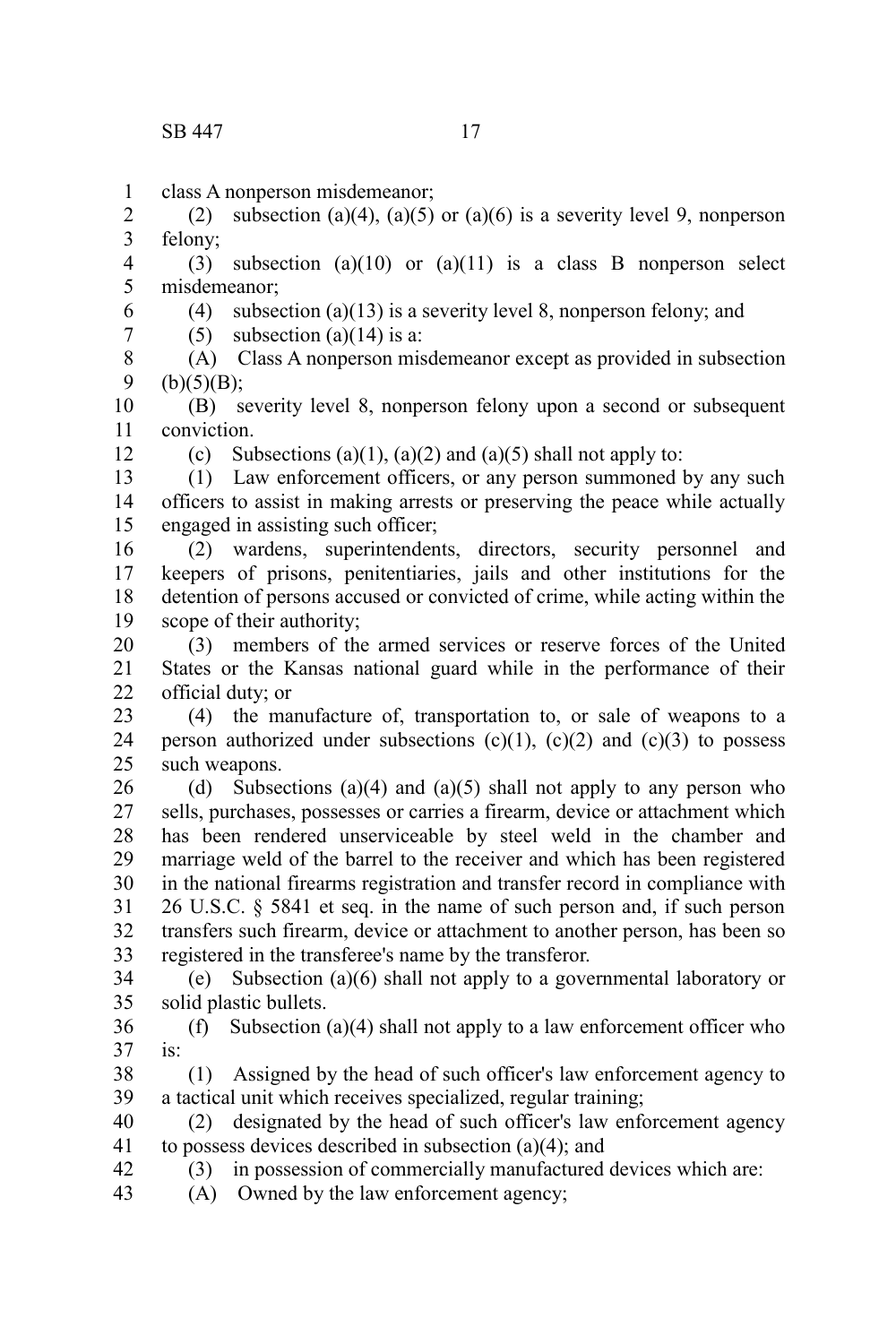class A nonperson misdemeanor;

(2) subsection (a)(4), (a)(5) or (a)(6) is a severity level 9, nonperson felony;

(3) subsection (a)(10) or (a)(11) is a class B nonperson select misdemeanor;

(4) subsection (a)(13) is a severity level 8, nonperson felony; and

(5) subsection (a)(14) is a:

(A) Class A nonperson misdemeanor except as provided in subsection (b)(5)(B);

(B) severity level 8, nonperson felony upon a second or subsequent conviction.

(c) Subsections (a)(1), (a)(2) and (a)(5) shall not apply to:

(1) Law enforcement officers, or any person summoned by any such officers to assist in making arrests or preserving the peace while actually engaged in assisting such officer;

(2) wardens, superintendents, directors, security personnel and keepers of prisons, penitentiaries, jails and other institutions for the detention of persons accused or convicted of crime, while acting within the scope of their authority;

(3) members of the armed services or reserve forces of the United States or the Kansas national guard while in the performance of their official duty; or

(4) the manufacture of, transportation to, or sale of weapons to a person authorized under subsections (c)(1), (c)(2) and (c)(3) to possess such weapons.

(d) Subsections (a)(4) and (a)(5) shall not apply to any person who sells, purchases, possesses or carries a firearm, device or attachment which has been rendered unserviceable by steel weld in the chamber and marriage weld of the barrel to the receiver and which has been registered in the national firearms registration and transfer record in compliance with 26 U.S.C. § 5841 et seq. in the name of such person and, if such person transfers such firearm, device or attachment to another person, has been so registered in the transferee's name by the transferor.

(e) Subsection (a)(6) shall not apply to a governmental laboratory or solid plastic bullets.

(f) Subsection (a)(4) shall not apply to a law enforcement officer who is:

(1) Assigned by the head of such officer's law enforcement agency to a tactical unit which receives specialized, regular training;

(2) designated by the head of such officer's law enforcement agency to possess devices described in subsection (a)(4); and

(3) in possession of commercially manufactured devices which are:

(A) Owned by the law enforcement agency;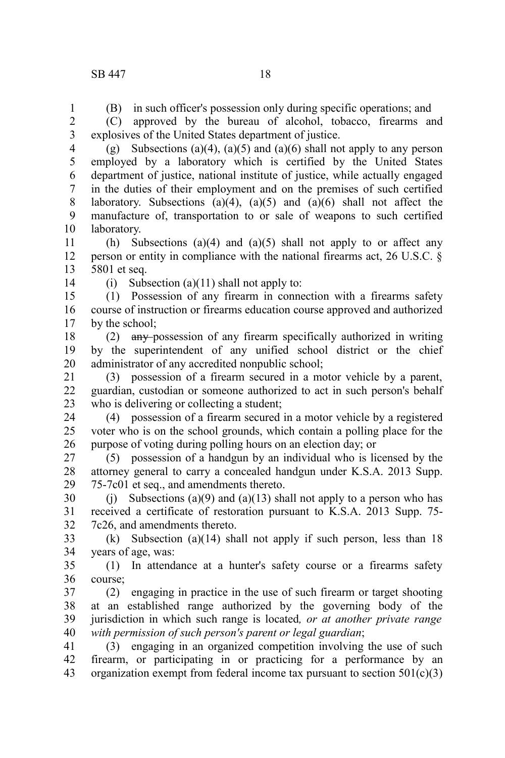(B) in such officer's possession only during specific operations; and

(C) approved by the bureau of alcohol, tobacco, firearms and explosives of the United States department of justice.

(g) Subsections (a)(4), (a)(5) and (a)(6) shall not apply to any person employed by a laboratory which is certified by the United States department of justice, national institute of justice, while actually engaged in the duties of their employment and on the premises of such certified laboratory. Subsections (a)(4), (a)(5) and (a)(6) shall not affect the manufacture of, transportation to or sale of weapons to such certified laboratory.

(h) Subsections (a)(4) and (a)(5) shall not apply to or affect any person or entity in compliance with the national firearms act, 26 U.S.C. § 5801 et seq.

(i) Subsection (a)(11) shall not apply to:

(1) Possession of any firearm in connection with a firearms safety course of instruction or firearms education course approved and authorized by the school;

(2) ~~any~~ possession of any firearm specifically authorized in writing by the superintendent of any unified school district or the chief administrator of any accredited nonpublic school;

(3) possession of a firearm secured in a motor vehicle by a parent, guardian, custodian or someone authorized to act in such person's behalf who is delivering or collecting a student;

(4) possession of a firearm secured in a motor vehicle by a registered voter who is on the school grounds, which contain a polling place for the purpose of voting during polling hours on an election day; or

(5) possession of a handgun by an individual who is licensed by the attorney general to carry a concealed handgun under K.S.A. 2013 Supp. 75-7c01 et seq., and amendments thereto.

(j) Subsections (a)(9) and (a)(13) shall not apply to a person who has received a certificate of restoration pursuant to K.S.A. 2013 Supp. 75-7c26, and amendments thereto.

(k) Subsection (a)(14) shall not apply if such person, less than 18 years of age, was:

(1) In attendance at a hunter's safety course or a firearms safety course;

(2) engaging in practice in the use of such firearm or target shooting at an established range authorized by the governing body of the jurisdiction in which such range is located*, or at another private range with permission of such person's parent or legal guardian*;

(3) engaging in an organized competition involving the use of such firearm, or participating in or practicing for a performance by an organization exempt from federal income tax pursuant to section 501(c)(3)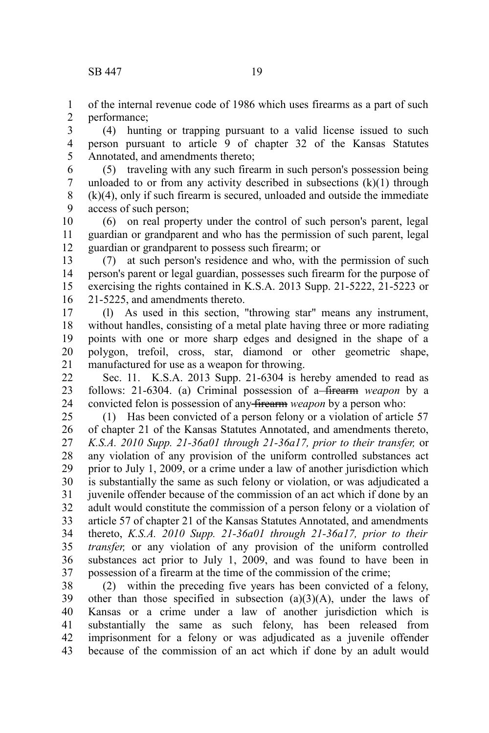of the internal revenue code of 1986 which uses firearms as a part of such performance;

(4) hunting or trapping pursuant to a valid license issued to such person pursuant to article 9 of chapter 32 of the Kansas Statutes Annotated, and amendments thereto;

(5) traveling with any such firearm in such person's possession being unloaded to or from any activity described in subsections (k)(1) through (k)(4), only if such firearm is secured, unloaded and outside the immediate access of such person;

(6) on real property under the control of such person's parent, legal guardian or grandparent and who has the permission of such parent, legal guardian or grandparent to possess such firearm; or

(7) at such person's residence and who, with the permission of such person's parent or legal guardian, possesses such firearm for the purpose of exercising the rights contained in K.S.A. 2013 Supp. 21-5222, 21-5223 or 21-5225, and amendments thereto.

(l) As used in this section, "throwing star" means any instrument, without handles, consisting of a metal plate having three or more radiating points with one or more sharp edges and designed in the shape of a polygon, trefoil, cross, star, diamond or other geometric shape, manufactured for use as a weapon for throwing.

Sec. 11. K.S.A. 2013 Supp. 21-6304 is hereby amended to read as follows: 21-6304. (a) Criminal possession of a ~~firearm~~ *weapon* by a convicted felon is possession of any ~~firearm~~ *weapon* by a person who:

(1) Has been convicted of a person felony or a violation of article 57 of chapter 21 of the Kansas Statutes Annotated, and amendments thereto, *K.S.A. 2010 Supp. 21-36a01 through 21-36a17, prior to their transfer,* or any violation of any provision of the uniform controlled substances act prior to July 1, 2009, or a crime under a law of another jurisdiction which is substantially the same as such felony or violation, or was adjudicated a juvenile offender because of the commission of an act which if done by an adult would constitute the commission of a person felony or a violation of article 57 of chapter 21 of the Kansas Statutes Annotated, and amendments thereto, *K.S.A. 2010 Supp. 21-36a01 through 21-36a17, prior to their transfer,* or any violation of any provision of the uniform controlled substances act prior to July 1, 2009, and was found to have been in possession of a firearm at the time of the commission of the crime;

(2) within the preceding five years has been convicted of a felony, other than those specified in subsection (a)(3)(A), under the laws of Kansas or a crime under a law of another jurisdiction which is substantially the same as such felony, has been released from imprisonment for a felony or was adjudicated as a juvenile offender because of the commission of an act which if done by an adult would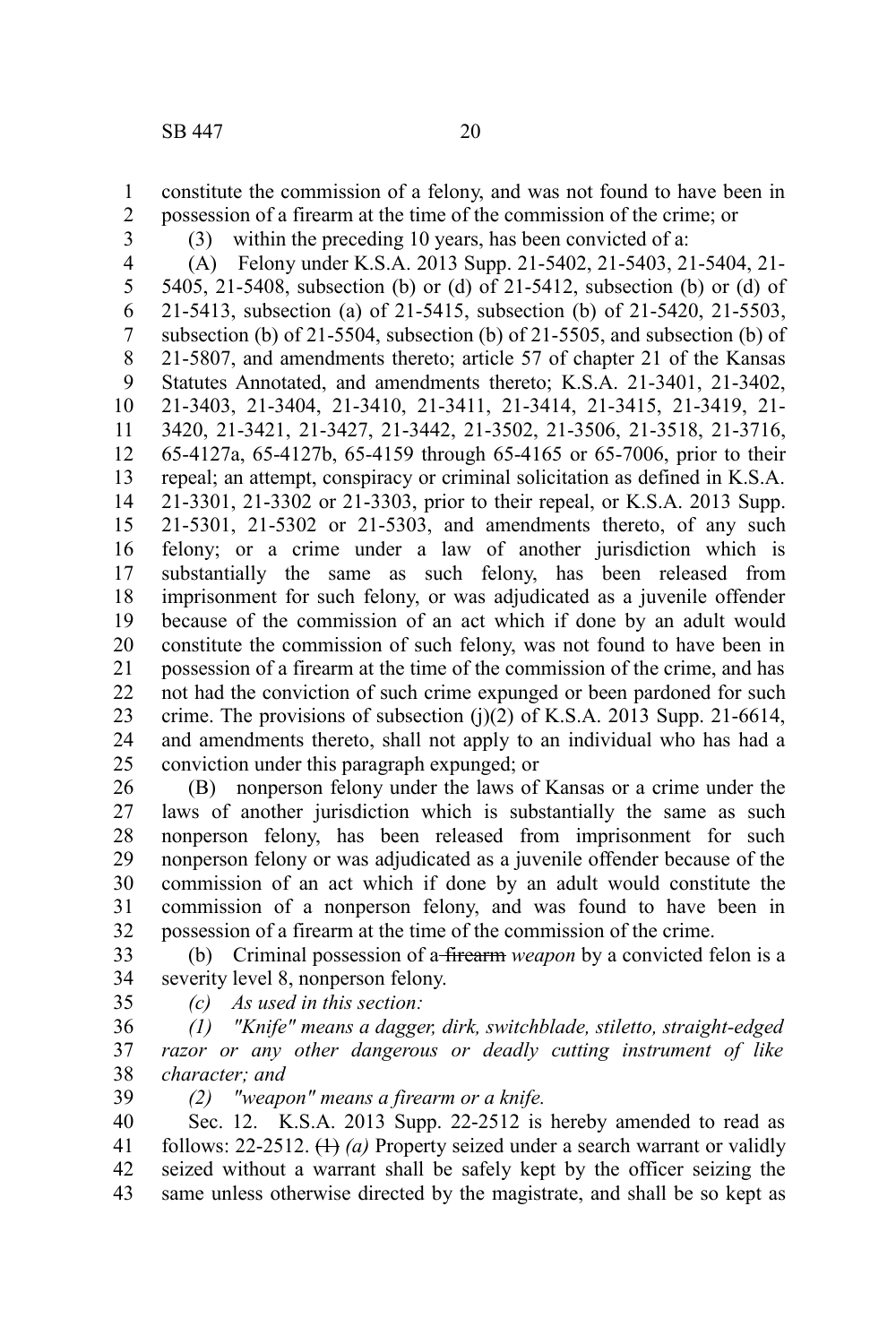constitute the commission of a felony, and was not found to have been in possession of a firearm at the time of the commission of the crime; or

(3) within the preceding 10 years, has been convicted of a:

(A) Felony under K.S.A. 2013 Supp. 21-5402, 21-5403, 21-5404, 21-5405, 21-5408, subsection (b) or (d) of 21-5412, subsection (b) or (d) of 21-5413, subsection (a) of 21-5415, subsection (b) of 21-5420, 21-5503, subsection (b) of 21-5504, subsection (b) of 21-5505, and subsection (b) of 21-5807, and amendments thereto; article 57 of chapter 21 of the Kansas Statutes Annotated, and amendments thereto; K.S.A. 21-3401, 21-3402, 21-3403, 21-3404, 21-3410, 21-3411, 21-3414, 21-3415, 21-3419, 21-3420, 21-3421, 21-3427, 21-3442, 21-3502, 21-3506, 21-3518, 21-3716, 65-4127a, 65-4127b, 65-4159 through 65-4165 or 65-7006, prior to their repeal; an attempt, conspiracy or criminal solicitation as defined in K.S.A. 21-3301, 21-3302 or 21-3303, prior to their repeal, or K.S.A. 2013 Supp. 21-5301, 21-5302 or 21-5303, and amendments thereto, of any such felony; or a crime under a law of another jurisdiction which is substantially the same as such felony, has been released from imprisonment for such felony, or was adjudicated as a juvenile offender because of the commission of an act which if done by an adult would constitute the commission of such felony, was not found to have been in possession of a firearm at the time of the commission of the crime, and has not had the conviction of such crime expunged or been pardoned for such crime. The provisions of subsection (j)(2) of K.S.A. 2013 Supp. 21-6614, and amendments thereto, shall not apply to an individual who has had a conviction under this paragraph expunged; or

(B) nonperson felony under the laws of Kansas or a crime under the laws of another jurisdiction which is substantially the same as such nonperson felony, has been released from imprisonment for such nonperson felony or was adjudicated as a juvenile offender because of the commission of an act which if done by an adult would constitute the commission of a nonperson felony, and was found to have been in possession of a firearm at the time of the commission of the crime.

(b) Criminal possession of a ~~firearm~~ *weapon* by a convicted felon is a severity level 8, nonperson felony.

*(c) As used in this section:*

*(1) "Knife" means a dagger, dirk, switchblade, stiletto, straight-edged razor or any other dangerous or deadly cutting instrument of like character; and*

*(2) "weapon" means a firearm or a knife.*

Sec. 12. K.S.A. 2013 Supp. 22-2512 is hereby amended to read as follows: 22-2512. ~~(1)~~ *(a)* Property seized under a search warrant or validly seized without a warrant shall be safely kept by the officer seizing the same unless otherwise directed by the magistrate, and shall be so kept as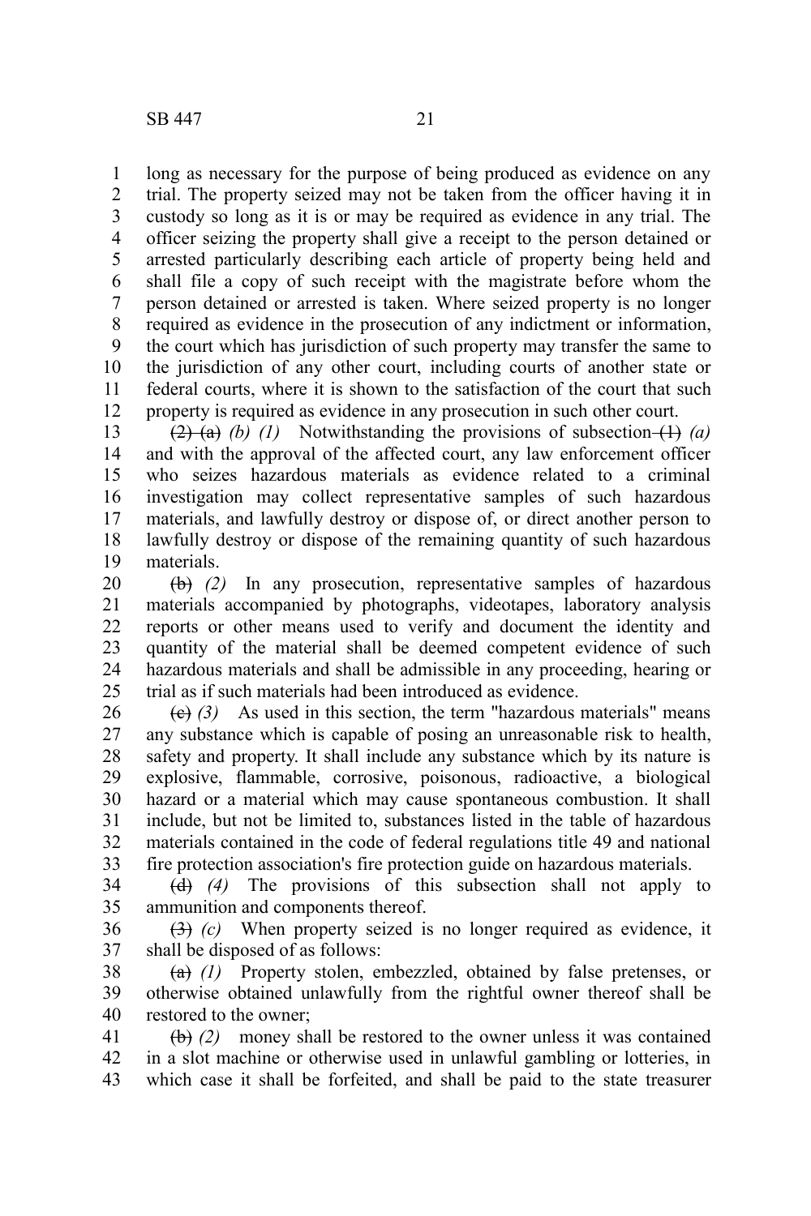long as necessary for the purpose of being produced as evidence on any trial. The property seized may not be taken from the officer having it in custody so long as it is or may be required as evidence in any trial. The officer seizing the property shall give a receipt to the person detained or arrested particularly describing each article of property being held and shall file a copy of such receipt with the magistrate before whom the person detained or arrested is taken. Where seized property is no longer required as evidence in the prosecution of any indictment or information, the court which has jurisdiction of such property may transfer the same to the jurisdiction of any other court, including courts of another state or federal courts, where it is shown to the satisfaction of the court that such property is required as evidence in any prosecution in such other court.

~~(2) (a)~~ *(b) (1)* Notwithstanding the provisions of subsection ~~(1)~~ *(a)* and with the approval of the affected court, any law enforcement officer who seizes hazardous materials as evidence related to a criminal investigation may collect representative samples of such hazardous materials, and lawfully destroy or dispose of, or direct another person to lawfully destroy or dispose of the remaining quantity of such hazardous materials.

~~(b)~~ *(2)* In any prosecution, representative samples of hazardous materials accompanied by photographs, videotapes, laboratory analysis reports or other means used to verify and document the identity and quantity of the material shall be deemed competent evidence of such hazardous materials and shall be admissible in any proceeding, hearing or trial as if such materials had been introduced as evidence.

~~(c)~~ *(3)* As used in this section, the term "hazardous materials" means any substance which is capable of posing an unreasonable risk to health, safety and property. It shall include any substance which by its nature is explosive, flammable, corrosive, poisonous, radioactive, a biological hazard or a material which may cause spontaneous combustion. It shall include, but not be limited to, substances listed in the table of hazardous materials contained in the code of federal regulations title 49 and national fire protection association's fire protection guide on hazardous materials.

~~(d)~~ *(4)* The provisions of this subsection shall not apply to ammunition and components thereof.

~~(3)~~ *(c)* When property seized is no longer required as evidence, it shall be disposed of as follows:

~~(a)~~ *(1)* Property stolen, embezzled, obtained by false pretenses, or otherwise obtained unlawfully from the rightful owner thereof shall be restored to the owner;

~~(b)~~ *(2)* money shall be restored to the owner unless it was contained in a slot machine or otherwise used in unlawful gambling or lotteries, in which case it shall be forfeited, and shall be paid to the state treasurer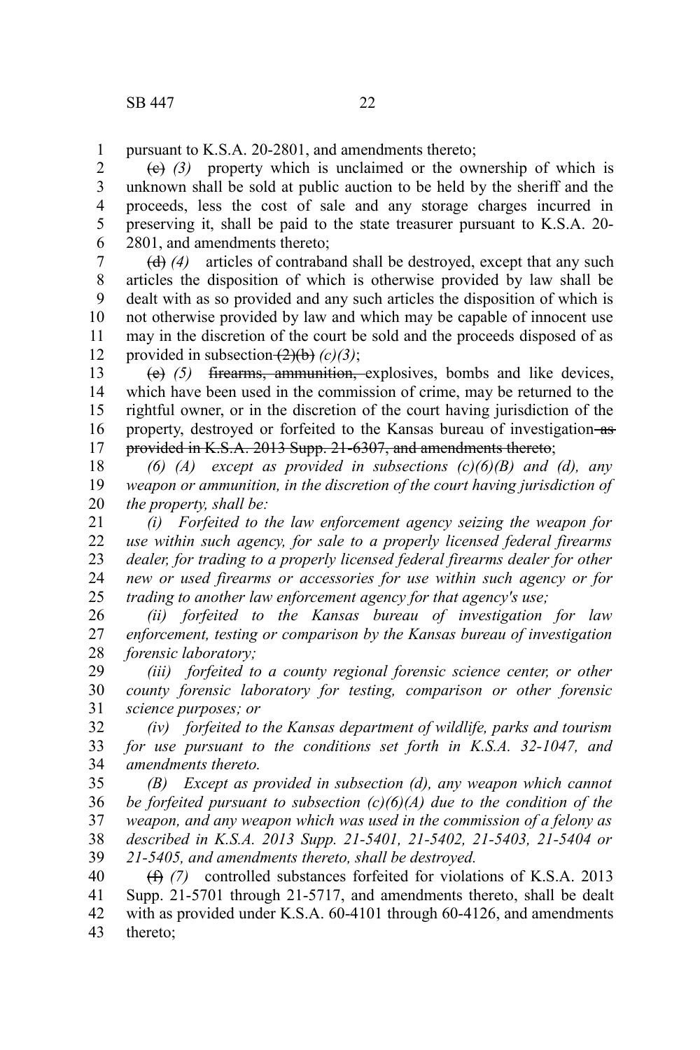pursuant to K.S.A. 20-2801, and amendments thereto;

~~(c)~~ *(3)* property which is unclaimed or the ownership of which is unknown shall be sold at public auction to be held by the sheriff and the proceeds, less the cost of sale and any storage charges incurred in preserving it, shall be paid to the state treasurer pursuant to K.S.A. 20-2801, and amendments thereto;

~~(d)~~ *(4)* articles of contraband shall be destroyed, except that any such articles the disposition of which is otherwise provided by law shall be dealt with as so provided and any such articles the disposition of which is not otherwise provided by law and which may be capable of innocent use may in the discretion of the court be sold and the proceeds disposed of as provided in subsection ~~(2)(b)~~ *(c)(3)*;

~~(e)~~ *(5)* ~~firearms, ammunition,~~ explosives, bombs and like devices, which have been used in the commission of crime, may be returned to the rightful owner, or in the discretion of the court having jurisdiction of the property, destroyed or forfeited to the Kansas bureau of investigation ~~as provided in K.S.A. 2013 Supp. 21-6307, and amendments thereto~~;

*(6) (A) except as provided in subsections (c)(6)(B) and (d), any weapon or ammunition, in the discretion of the court having jurisdiction of the property, shall be:*

*(i) Forfeited to the law enforcement agency seizing the weapon for use within such agency, for sale to a properly licensed federal firearms dealer, for trading to a properly licensed federal firearms dealer for other new or used firearms or accessories for use within such agency or for trading to another law enforcement agency for that agency's use;*

*(ii) forfeited to the Kansas bureau of investigation for law enforcement, testing or comparison by the Kansas bureau of investigation forensic laboratory;*

*(iii) forfeited to a county regional forensic science center, or other county forensic laboratory for testing, comparison or other forensic science purposes; or*

*(iv) forfeited to the Kansas department of wildlife, parks and tourism for use pursuant to the conditions set forth in K.S.A. 32-1047, and amendments thereto.*

*(B) Except as provided in subsection (d), any weapon which cannot be forfeited pursuant to subsection (c)(6)(A) due to the condition of the weapon, and any weapon which was used in the commission of a felony as described in K.S.A. 2013 Supp. 21-5401, 21-5402, 21-5403, 21-5404 or 21-5405, and amendments thereto, shall be destroyed.*

~~(f)~~ *(7)* controlled substances forfeited for violations of K.S.A. 2013 Supp. 21-5701 through 21-5717, and amendments thereto, shall be dealt with as provided under K.S.A. 60-4101 through 60-4126, and amendments thereto;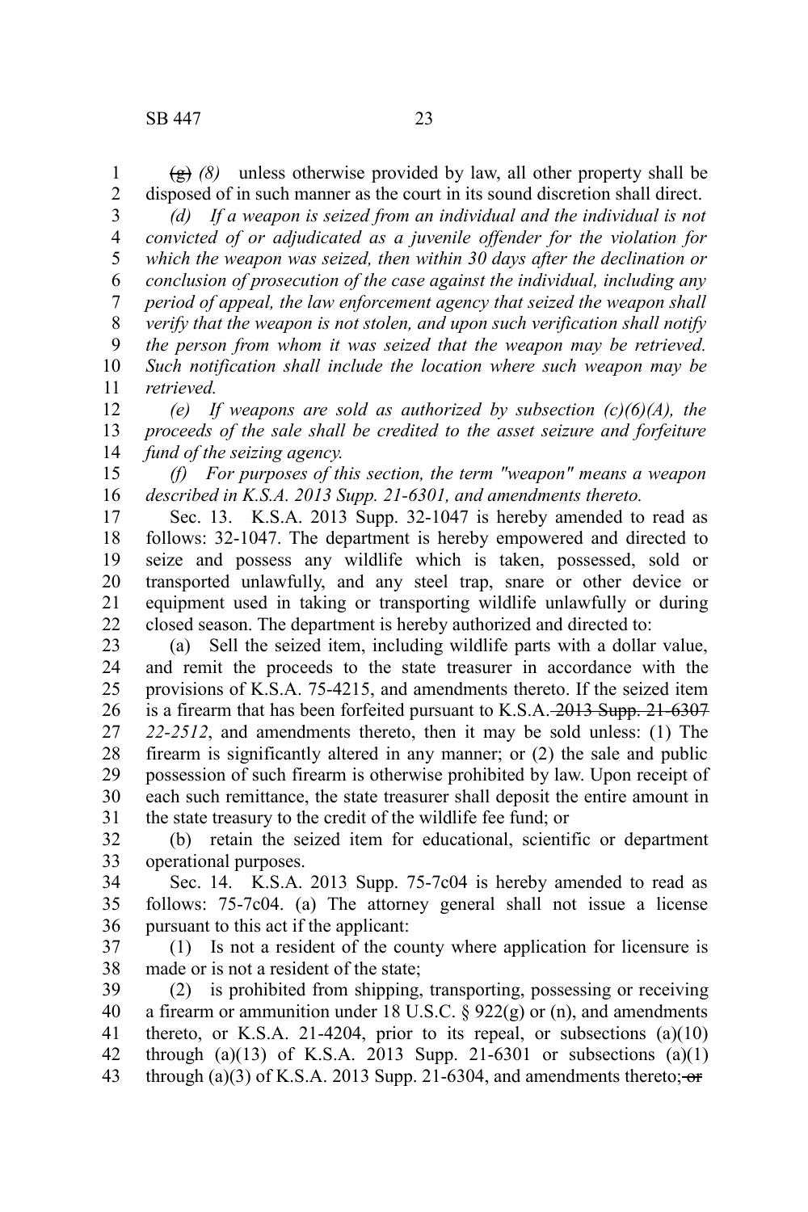~~(g)~~ *(8)* unless otherwise provided by law, all other property shall be disposed of in such manner as the court in its sound discretion shall direct.

*(d) If a weapon is seized from an individual and the individual is not convicted of or adjudicated as a juvenile offender for the violation for which the weapon was seized, then within 30 days after the declination or conclusion of prosecution of the case against the individual, including any period of appeal, the law enforcement agency that seized the weapon shall verify that the weapon is not stolen, and upon such verification shall notify the person from whom it was seized that the weapon may be retrieved. Such notification shall include the location where such weapon may be retrieved.*

*(e) If weapons are sold as authorized by subsection (c)(6)(A), the proceeds of the sale shall be credited to the asset seizure and forfeiture fund of the seizing agency.*

*(f) For purposes of this section, the term "weapon" means a weapon described in K.S.A. 2013 Supp. 21-6301, and amendments thereto.*

Sec. 13. K.S.A. 2013 Supp. 32-1047 is hereby amended to read as follows: 32-1047. The department is hereby empowered and directed to seize and possess any wildlife which is taken, possessed, sold or transported unlawfully, and any steel trap, snare or other device or equipment used in taking or transporting wildlife unlawfully or during closed season. The department is hereby authorized and directed to:

(a) Sell the seized item, including wildlife parts with a dollar value, and remit the proceeds to the state treasurer in accordance with the provisions of K.S.A. 75-4215, and amendments thereto. If the seized item is a firearm that has been forfeited pursuant to K.S.A. ~~2013 Supp. 21-6307~~ *22-2512*, and amendments thereto, then it may be sold unless: (1) The firearm is significantly altered in any manner; or (2) the sale and public possession of such firearm is otherwise prohibited by law. Upon receipt of each such remittance, the state treasurer shall deposit the entire amount in the state treasury to the credit of the wildlife fee fund; or

(b) retain the seized item for educational, scientific or department operational purposes.

Sec. 14. K.S.A. 2013 Supp. 75-7c04 is hereby amended to read as follows: 75-7c04. (a) The attorney general shall not issue a license pursuant to this act if the applicant:

(1) Is not a resident of the county where application for licensure is made or is not a resident of the state;

(2) is prohibited from shipping, transporting, possessing or receiving a firearm or ammunition under 18 U.S.C. § 922(g) or (n), and amendments thereto, or K.S.A. 21-4204, prior to its repeal, or subsections (a)(10) through (a)(13) of K.S.A. 2013 Supp. 21-6301 or subsections (a)(1) through (a)(3) of K.S.A. 2013 Supp. 21-6304, and amendments thereto; ~~or~~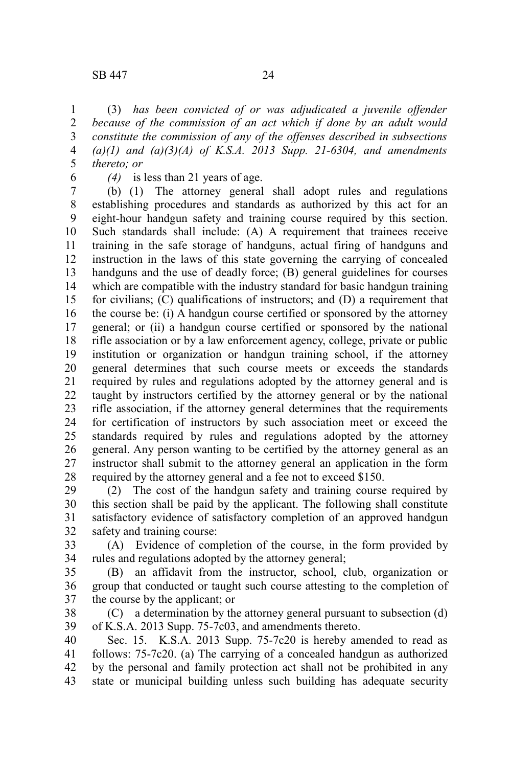(3) *has been convicted of or was adjudicated a juvenile offender because of the commission of an act which if done by an adult would constitute the commission of any of the offenses described in subsections (a)(1) and (a)(3)(A) of K.S.A. 2013 Supp. 21-6304, and amendments thereto; or*

*(4)* is less than 21 years of age.

(b) (1) The attorney general shall adopt rules and regulations establishing procedures and standards as authorized by this act for an eight-hour handgun safety and training course required by this section. Such standards shall include: (A) A requirement that trainees receive training in the safe storage of handguns, actual firing of handguns and instruction in the laws of this state governing the carrying of concealed handguns and the use of deadly force; (B) general guidelines for courses which are compatible with the industry standard for basic handgun training for civilians; (C) qualifications of instructors; and (D) a requirement that the course be: (i) A handgun course certified or sponsored by the attorney general; or (ii) a handgun course certified or sponsored by the national rifle association or by a law enforcement agency, college, private or public institution or organization or handgun training school, if the attorney general determines that such course meets or exceeds the standards required by rules and regulations adopted by the attorney general and is taught by instructors certified by the attorney general or by the national rifle association, if the attorney general determines that the requirements for certification of instructors by such association meet or exceed the standards required by rules and regulations adopted by the attorney general. Any person wanting to be certified by the attorney general as an instructor shall submit to the attorney general an application in the form required by the attorney general and a fee not to exceed $150.

(2) The cost of the handgun safety and training course required by this section shall be paid by the applicant. The following shall constitute satisfactory evidence of satisfactory completion of an approved handgun safety and training course:

(A) Evidence of completion of the course, in the form provided by rules and regulations adopted by the attorney general;

(B) an affidavit from the instructor, school, club, organization or group that conducted or taught such course attesting to the completion of the course by the applicant; or

(C) a determination by the attorney general pursuant to subsection (d) of K.S.A. 2013 Supp. 75-7c03, and amendments thereto.

Sec. 15. K.S.A. 2013 Supp. 75-7c20 is hereby amended to read as follows: 75-7c20. (a) The carrying of a concealed handgun as authorized by the personal and family protection act shall not be prohibited in any state or municipal building unless such building has adequate security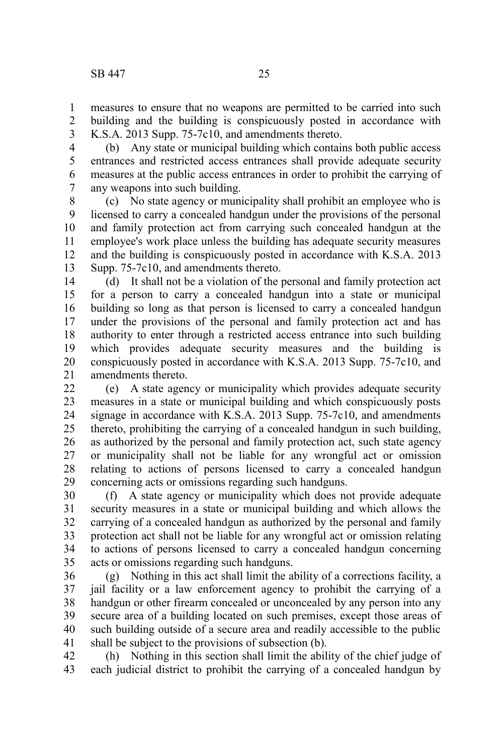measures to ensure that no weapons are permitted to be carried into such building and the building is conspicuously posted in accordance with K.S.A. 2013 Supp. 75-7c10, and amendments thereto.

(b) Any state or municipal building which contains both public access entrances and restricted access entrances shall provide adequate security measures at the public access entrances in order to prohibit the carrying of any weapons into such building.

(c) No state agency or municipality shall prohibit an employee who is licensed to carry a concealed handgun under the provisions of the personal and family protection act from carrying such concealed handgun at the employee's work place unless the building has adequate security measures and the building is conspicuously posted in accordance with K.S.A. 2013 Supp. 75-7c10, and amendments thereto.

(d) It shall not be a violation of the personal and family protection act for a person to carry a concealed handgun into a state or municipal building so long as that person is licensed to carry a concealed handgun under the provisions of the personal and family protection act and has authority to enter through a restricted access entrance into such building which provides adequate security measures and the building is conspicuously posted in accordance with K.S.A. 2013 Supp. 75-7c10, and amendments thereto.

(e) A state agency or municipality which provides adequate security measures in a state or municipal building and which conspicuously posts signage in accordance with K.S.A. 2013 Supp. 75-7c10, and amendments thereto, prohibiting the carrying of a concealed handgun in such building, as authorized by the personal and family protection act, such state agency or municipality shall not be liable for any wrongful act or omission relating to actions of persons licensed to carry a concealed handgun concerning acts or omissions regarding such handguns.

(f) A state agency or municipality which does not provide adequate security measures in a state or municipal building and which allows the carrying of a concealed handgun as authorized by the personal and family protection act shall not be liable for any wrongful act or omission relating to actions of persons licensed to carry a concealed handgun concerning acts or omissions regarding such handguns.

(g) Nothing in this act shall limit the ability of a corrections facility, a jail facility or a law enforcement agency to prohibit the carrying of a handgun or other firearm concealed or unconcealed by any person into any secure area of a building located on such premises, except those areas of such building outside of a secure area and readily accessible to the public shall be subject to the provisions of subsection (b).

(h) Nothing in this section shall limit the ability of the chief judge of each judicial district to prohibit the carrying of a concealed handgun by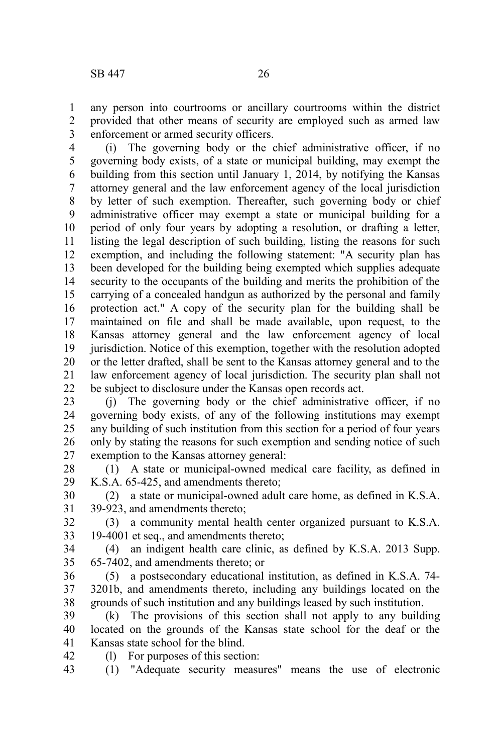any person into courtrooms or ancillary courtrooms within the district provided that other means of security are employed such as armed law enforcement or armed security officers.

(i) The governing body or the chief administrative officer, if no governing body exists, of a state or municipal building, may exempt the building from this section until January 1, 2014, by notifying the Kansas attorney general and the law enforcement agency of the local jurisdiction by letter of such exemption. Thereafter, such governing body or chief administrative officer may exempt a state or municipal building for a period of only four years by adopting a resolution, or drafting a letter, listing the legal description of such building, listing the reasons for such exemption, and including the following statement: "A security plan has been developed for the building being exempted which supplies adequate security to the occupants of the building and merits the prohibition of the carrying of a concealed handgun as authorized by the personal and family protection act." A copy of the security plan for the building shall be maintained on file and shall be made available, upon request, to the Kansas attorney general and the law enforcement agency of local jurisdiction. Notice of this exemption, together with the resolution adopted or the letter drafted, shall be sent to the Kansas attorney general and to the law enforcement agency of local jurisdiction. The security plan shall not be subject to disclosure under the Kansas open records act.

(j) The governing body or the chief administrative officer, if no governing body exists, of any of the following institutions may exempt any building of such institution from this section for a period of four years only by stating the reasons for such exemption and sending notice of such exemption to the Kansas attorney general:

(1) A state or municipal-owned medical care facility, as defined in K.S.A. 65-425, and amendments thereto;

(2) a state or municipal-owned adult care home, as defined in K.S.A. 39-923, and amendments thereto;

(3) a community mental health center organized pursuant to K.S.A. 19-4001 et seq., and amendments thereto;

(4) an indigent health care clinic, as defined by K.S.A. 2013 Supp. 65-7402, and amendments thereto; or

(5) a postsecondary educational institution, as defined in K.S.A. 74-3201b, and amendments thereto, including any buildings located on the grounds of such institution and any buildings leased by such institution.

(k) The provisions of this section shall not apply to any building located on the grounds of the Kansas state school for the deaf or the Kansas state school for the blind.

(l) For purposes of this section:

(1) "Adequate security measures" means the use of electronic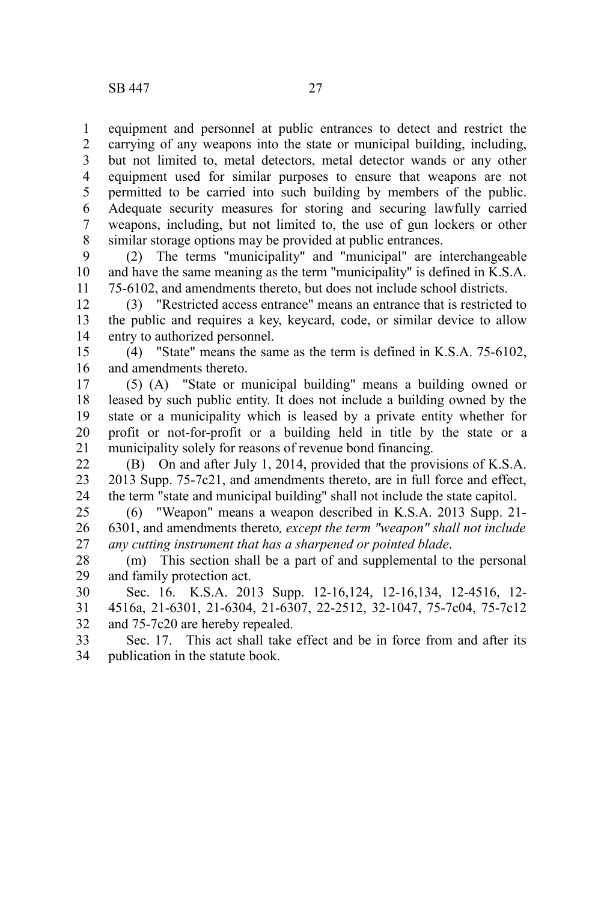equipment and personnel at public entrances to detect and restrict the carrying of any weapons into the state or municipal building, including, but not limited to, metal detectors, metal detector wands or any other equipment used for similar purposes to ensure that weapons are not permitted to be carried into such building by members of the public. Adequate security measures for storing and securing lawfully carried weapons, including, but not limited to, the use of gun lockers or other similar storage options may be provided at public entrances.

(2) The terms "municipality" and "municipal" are interchangeable and have the same meaning as the term "municipality" is defined in K.S.A. 75-6102, and amendments thereto, but does not include school districts.

(3) "Restricted access entrance" means an entrance that is restricted to the public and requires a key, keycard, code, or similar device to allow entry to authorized personnel.

(4) "State" means the same as the term is defined in K.S.A. 75-6102, and amendments thereto.

(5) (A) "State or municipal building" means a building owned or leased by such public entity. It does not include a building owned by the state or a municipality which is leased by a private entity whether for profit or not-for-profit or a building held in title by the state or a municipality solely for reasons of revenue bond financing.

(B) On and after July 1, 2014, provided that the provisions of K.S.A. 2013 Supp. 75-7c21, and amendments thereto, are in full force and effect, the term "state and municipal building" shall not include the state capitol.

(6) "Weapon" means a weapon described in K.S.A. 2013 Supp. 21-6301, and amendments thereto*, except the term "weapon" shall not include any cutting instrument that has a sharpened or pointed blade*.

(m) This section shall be a part of and supplemental to the personal and family protection act.

Sec. 16. K.S.A. 2013 Supp. 12-16,124, 12-16,134, 12-4516, 12-4516a, 21-6301, 21-6304, 21-6307, 22-2512, 32-1047, 75-7c04, 75-7c12 and 75-7c20 are hereby repealed.

Sec. 17. This act shall take effect and be in force from and after its publication in the statute book.